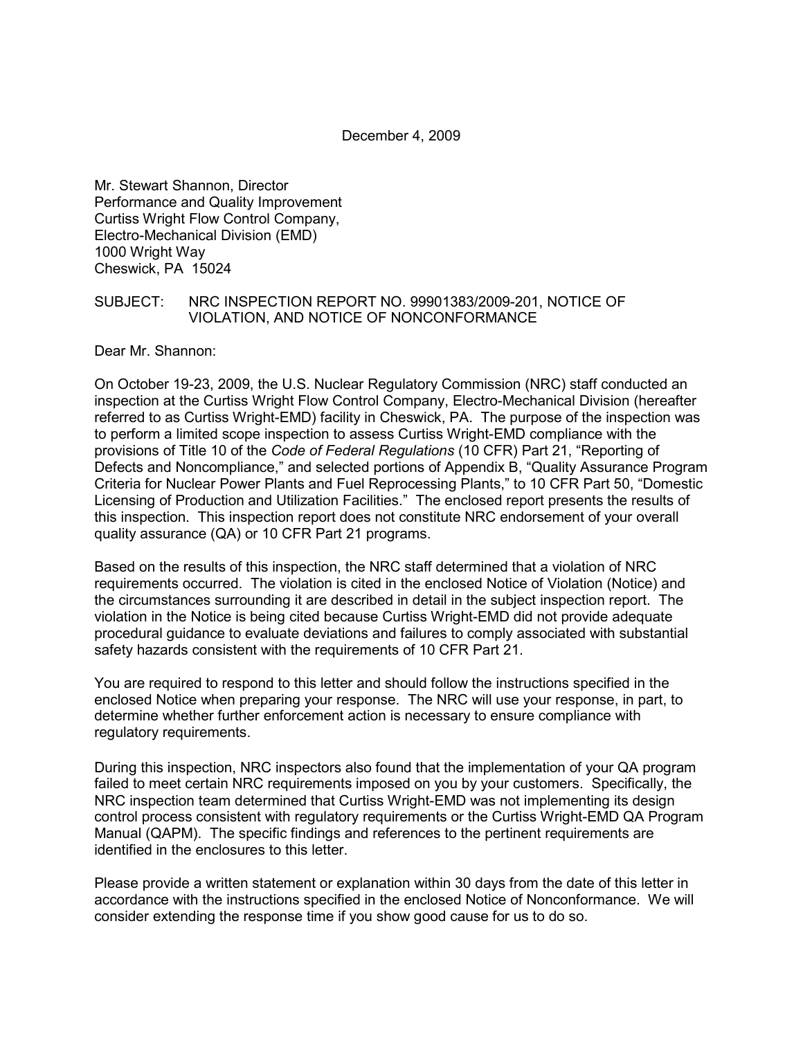December 4, 2009

Mr. Stewart Shannon, Director
Performance and Quality Improvement
Curtiss Wright Flow Control Company,
Electro-Mechanical Division (EMD)
1000 Wright Way
Cheswick, PA 15024

SUBJECT: NRC INSPECTION REPORT NO. 99901383/2009-201, NOTICE OF VIOLATION, AND NOTICE OF NONCONFORMANCE

Dear Mr. Shannon:

On October 19-23, 2009, the U.S. Nuclear Regulatory Commission (NRC) staff conducted an inspection at the Curtiss Wright Flow Control Company, Electro-Mechanical Division (hereafter referred to as Curtiss Wright-EMD) facility in Cheswick, PA. The purpose of the inspection was to perform a limited scope inspection to assess Curtiss Wright-EMD compliance with the provisions of Title 10 of the *Code of Federal Regulations* (10 CFR) Part 21, "Reporting of Defects and Noncompliance," and selected portions of Appendix B, "Quality Assurance Program Criteria for Nuclear Power Plants and Fuel Reprocessing Plants," to 10 CFR Part 50, "Domestic Licensing of Production and Utilization Facilities." The enclosed report presents the results of this inspection. This inspection report does not constitute NRC endorsement of your overall quality assurance (QA) or 10 CFR Part 21 programs.

Based on the results of this inspection, the NRC staff determined that a violation of NRC requirements occurred. The violation is cited in the enclosed Notice of Violation (Notice) and the circumstances surrounding it are described in detail in the subject inspection report. The violation in the Notice is being cited because Curtiss Wright-EMD did not provide adequate procedural guidance to evaluate deviations and failures to comply associated with substantial safety hazards consistent with the requirements of 10 CFR Part 21.

You are required to respond to this letter and should follow the instructions specified in the enclosed Notice when preparing your response. The NRC will use your response, in part, to determine whether further enforcement action is necessary to ensure compliance with regulatory requirements.

During this inspection, NRC inspectors also found that the implementation of your QA program failed to meet certain NRC requirements imposed on you by your customers. Specifically, the NRC inspection team determined that Curtiss Wright-EMD was not implementing its design control process consistent with regulatory requirements or the Curtiss Wright-EMD QA Program Manual (QAPM). The specific findings and references to the pertinent requirements are identified in the enclosures to this letter.

Please provide a written statement or explanation within 30 days from the date of this letter in accordance with the instructions specified in the enclosed Notice of Nonconformance. We will consider extending the response time if you show good cause for us to do so.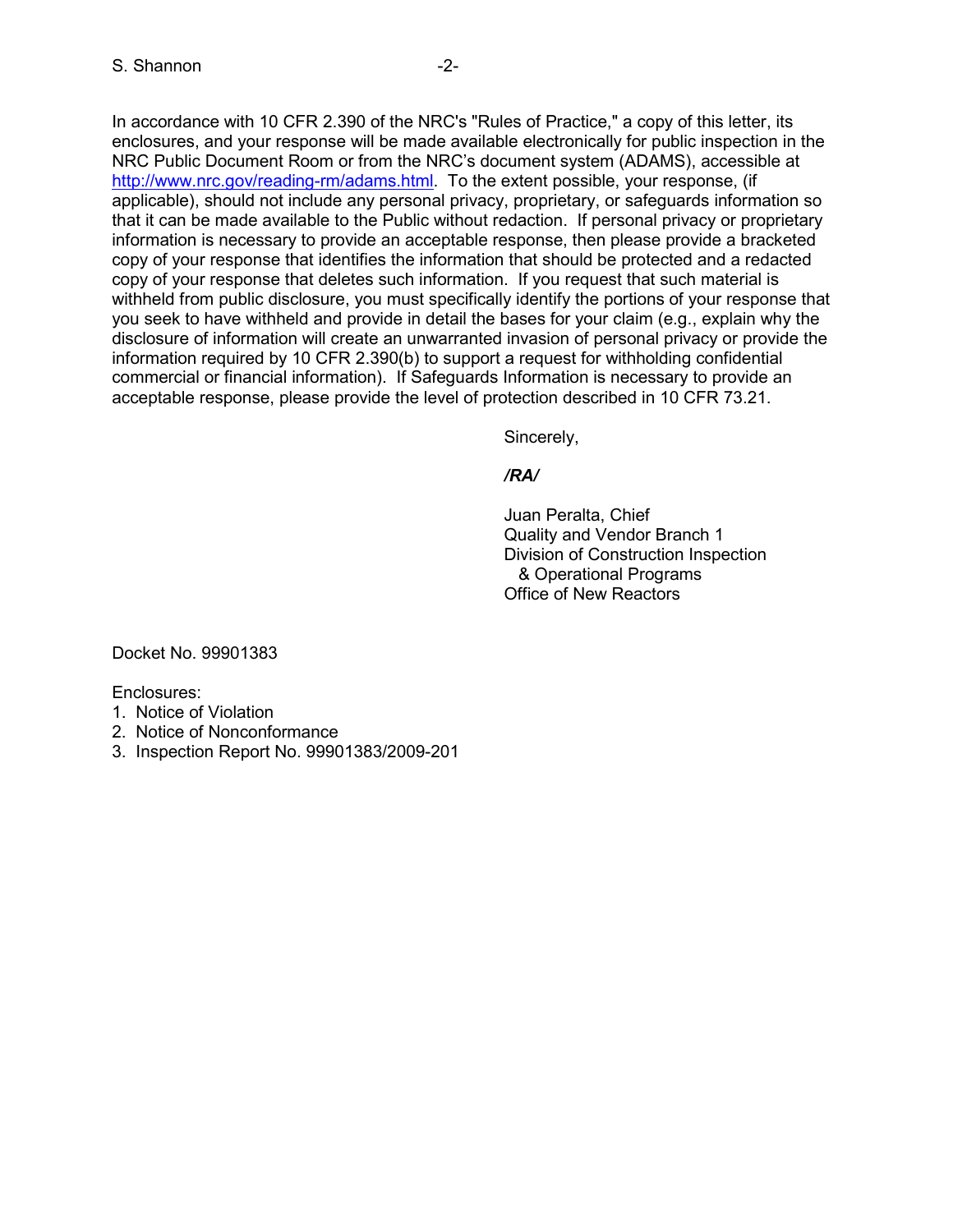In accordance with 10 CFR 2.390 of the NRC's "Rules of Practice," a copy of this letter, its enclosures, and your response will be made available electronically for public inspection in the NRC Public Document Room or from the NRC's document system (ADAMS), accessible at http://www.nrc.gov/reading-rm/adams.html. To the extent possible, your response, (if applicable), should not include any personal privacy, proprietary, or safeguards information so that it can be made available to the Public without redaction. If personal privacy or proprietary information is necessary to provide an acceptable response, then please provide a bracketed copy of your response that identifies the information that should be protected and a redacted copy of your response that deletes such information. If you request that such material is withheld from public disclosure, you must specifically identify the portions of your response that you seek to have withheld and provide in detail the bases for your claim (e.g., explain why the disclosure of information will create an unwarranted invasion of personal privacy or provide the information required by 10 CFR 2.390(b) to support a request for withholding confidential commercial or financial information). If Safeguards Information is necessary to provide an acceptable response, please provide the level of protection described in 10 CFR 73.21.

Sincerely,

***/RA/***

Juan Peralta, Chief
Quality and Vendor Branch 1
Division of Construction Inspection
& Operational Programs
Office of New Reactors

Docket No. 99901383

Enclosures:
1. Notice of Violation
2. Notice of Nonconformance
3. Inspection Report No. 99901383/2009-201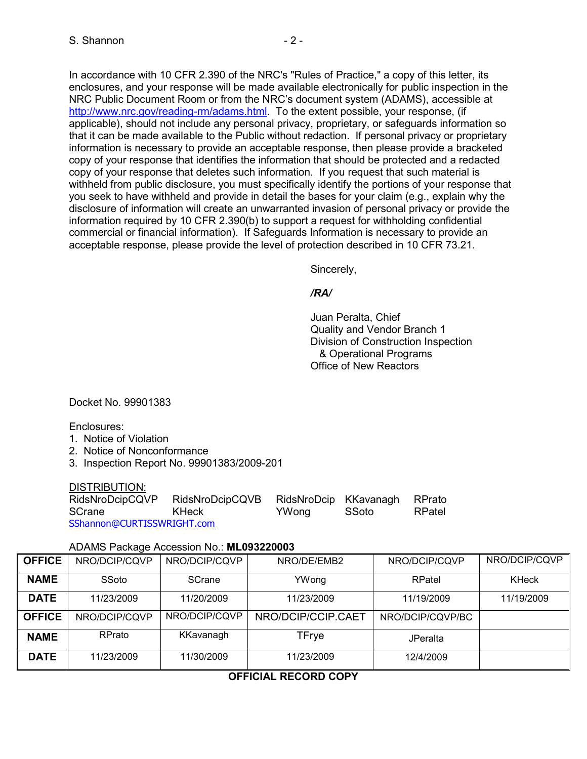In accordance with 10 CFR 2.390 of the NRC's "Rules of Practice," a copy of this letter, its enclosures, and your response will be made available electronically for public inspection in the NRC Public Document Room or from the NRC's document system (ADAMS), accessible at http://www.nrc.gov/reading-rm/adams.html. To the extent possible, your response, (if applicable), should not include any personal privacy, proprietary, or safeguards information so that it can be made available to the Public without redaction. If personal privacy or proprietary information is necessary to provide an acceptable response, then please provide a bracketed copy of your response that identifies the information that should be protected and a redacted copy of your response that deletes such information. If you request that such material is withheld from public disclosure, you must specifically identify the portions of your response that you seek to have withheld and provide in detail the bases for your claim (e.g., explain why the disclosure of information will create an unwarranted invasion of personal privacy or provide the information required by 10 CFR 2.390(b) to support a request for withholding confidential commercial or financial information). If Safeguards Information is necessary to provide an acceptable response, please provide the level of protection described in 10 CFR 73.21.

Sincerely,

*/RA/*

Juan Peralta, Chief
Quality and Vendor Branch 1
Division of Construction Inspection
& Operational Programs
Office of New Reactors

Docket No. 99901383

Enclosures:
1. Notice of Violation
2. Notice of Nonconformance
3. Inspection Report No. 99901383/2009-201

DISTRIBUTION:
RidsNroDcipCQVP RidsNroDcipCQVB RidsNroDcip KKavanagh RPrato
SCrane KHeck YWong SSoto RPatel
SShannon@CURTISSWRIGHT.com

ADAMS Package Accession No.: **ML093220003**

| **OFFICE** | NRO/DCIP/CQVP | NRO/DCIP/CQVP | NRO/DE/EMB2 | NRO/DCIP/CQVP | NRO/DCIP/CQVP |
|---|---|---|---|---|---|
| **NAME** | SSoto | SCrane | YWong | RPatel | KHeck |
| **DATE** | 11/23/2009 | 11/20/2009 | 11/23/2009 | 11/19/2009 | 11/19/2009 |
| **OFFICE** | NRO/DCIP/CQVP | NRO/DCIP/CQVP | NRO/DCIP/CCIP.CAET | NRO/DCIP/CQVP/BC | |
| **NAME** | RPrato | KKavanagh | TFrye | JPeralta | |
| **DATE** | 11/23/2009 | 11/30/2009 | 11/23/2009 | 12/4/2009 | |

**OFFICIAL RECORD COPY**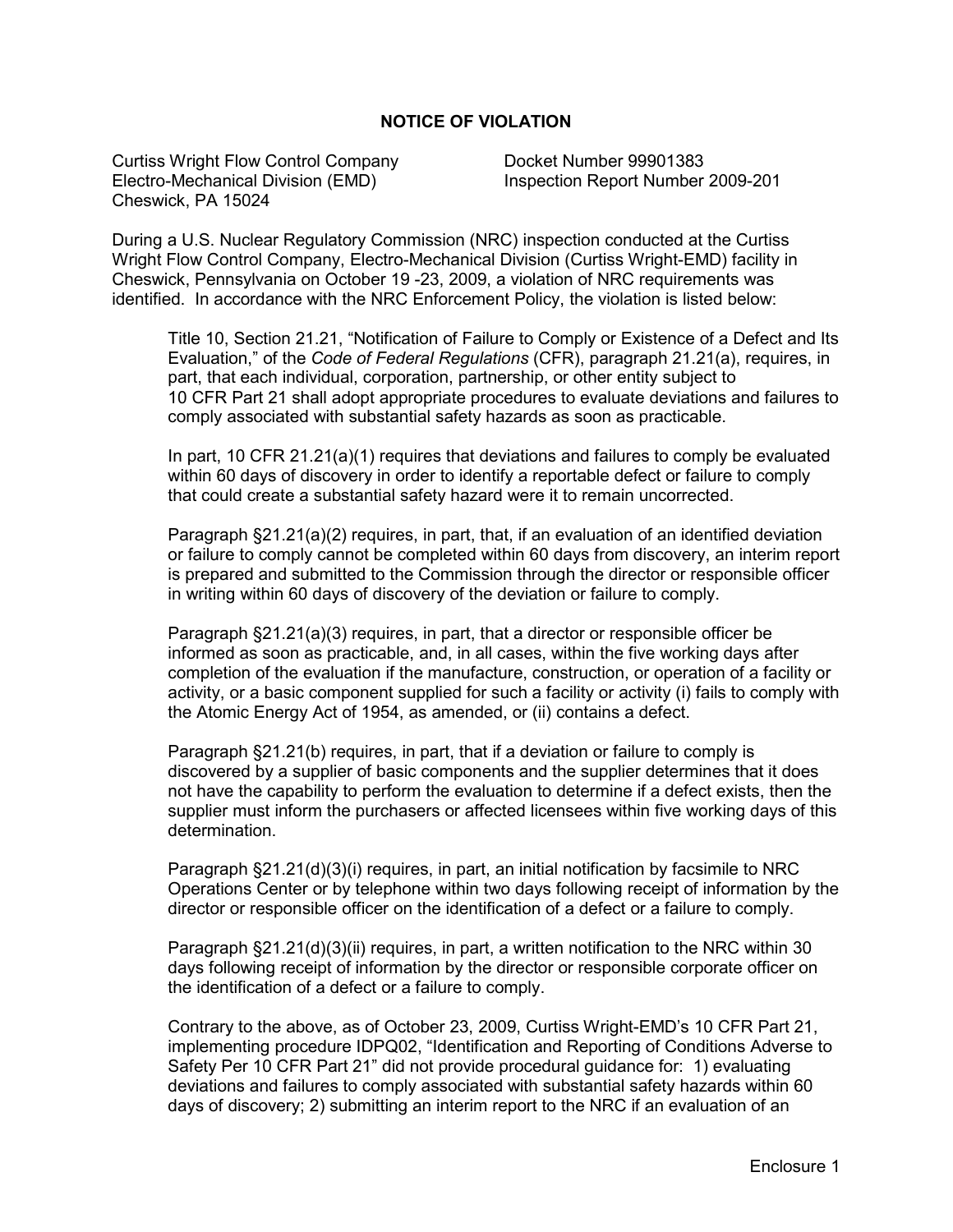## NOTICE OF VIOLATION

Curtiss Wright Flow Control Company
Electro-Mechanical Division (EMD)
Cheswick, PA 15024

Docket Number 99901383
Inspection Report Number 2009-201

During a U.S. Nuclear Regulatory Commission (NRC) inspection conducted at the Curtiss Wright Flow Control Company, Electro-Mechanical Division (Curtiss Wright-EMD) facility in Cheswick, Pennsylvania on October 19 -23, 2009, a violation of NRC requirements was identified. In accordance with the NRC Enforcement Policy, the violation is listed below:

> Title 10, Section 21.21, "Notification of Failure to Comply or Existence of a Defect and Its Evaluation," of the *Code of Federal Regulations* (CFR), paragraph 21.21(a), requires, in part, that each individual, corporation, partnership, or other entity subject to 10 CFR Part 21 shall adopt appropriate procedures to evaluate deviations and failures to comply associated with substantial safety hazards as soon as practicable.
>
> In part, 10 CFR 21.21(a)(1) requires that deviations and failures to comply be evaluated within 60 days of discovery in order to identify a reportable defect or failure to comply that could create a substantial safety hazard were it to remain uncorrected.
>
> Paragraph §21.21(a)(2) requires, in part, that, if an evaluation of an identified deviation or failure to comply cannot be completed within 60 days from discovery, an interim report is prepared and submitted to the Commission through the director or responsible officer in writing within 60 days of discovery of the deviation or failure to comply.
>
> Paragraph §21.21(a)(3) requires, in part, that a director or responsible officer be informed as soon as practicable, and, in all cases, within the five working days after completion of the evaluation if the manufacture, construction, or operation of a facility or activity, or a basic component supplied for such a facility or activity (i) fails to comply with the Atomic Energy Act of 1954, as amended, or (ii) contains a defect.
>
> Paragraph §21.21(b) requires, in part, that if a deviation or failure to comply is discovered by a supplier of basic components and the supplier determines that it does not have the capability to perform the evaluation to determine if a defect exists, then the supplier must inform the purchasers or affected licensees within five working days of this determination.
>
> Paragraph §21.21(d)(3)(i) requires, in part, an initial notification by facsimile to NRC Operations Center or by telephone within two days following receipt of information by the director or responsible officer on the identification of a defect or a failure to comply.
>
> Paragraph §21.21(d)(3)(ii) requires, in part, a written notification to the NRC within 30 days following receipt of information by the director or responsible corporate officer on the identification of a defect or a failure to comply.
>
> Contrary to the above, as of October 23, 2009, Curtiss Wright-EMD's 10 CFR Part 21, implementing procedure IDPQ02, "Identification and Reporting of Conditions Adverse to Safety Per 10 CFR Part 21" did not provide procedural guidance for: 1) evaluating deviations and failures to comply associated with substantial safety hazards within 60 days of discovery; 2) submitting an interim report to the NRC if an evaluation of an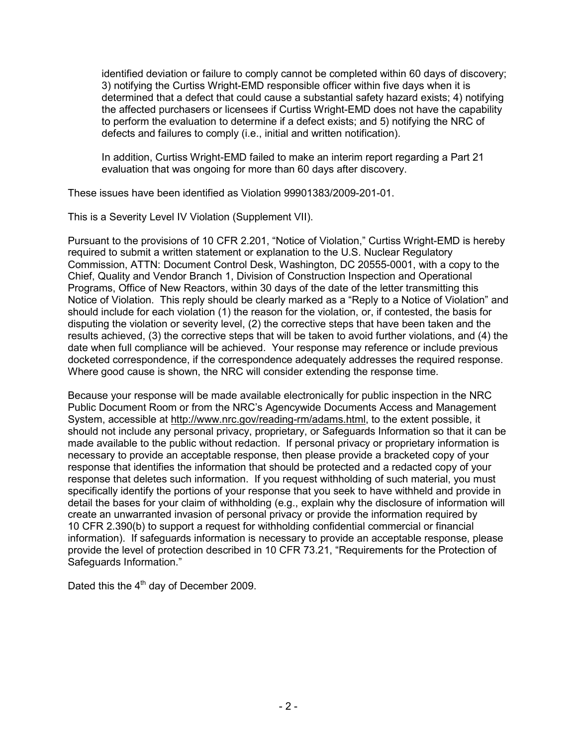identified deviation or failure to comply cannot be completed within 60 days of discovery; 3) notifying the Curtiss Wright-EMD responsible officer within five days when it is determined that a defect that could cause a substantial safety hazard exists; 4) notifying the affected purchasers or licensees if Curtiss Wright-EMD does not have the capability to perform the evaluation to determine if a defect exists; and 5) notifying the NRC of defects and failures to comply (i.e., initial and written notification).

In addition, Curtiss Wright-EMD failed to make an interim report regarding a Part 21 evaluation that was ongoing for more than 60 days after discovery.

These issues have been identified as Violation 99901383/2009-201-01.

This is a Severity Level IV Violation (Supplement VII).

Pursuant to the provisions of 10 CFR 2.201, "Notice of Violation," Curtiss Wright-EMD is hereby required to submit a written statement or explanation to the U.S. Nuclear Regulatory Commission, ATTN: Document Control Desk, Washington, DC 20555-0001, with a copy to the Chief, Quality and Vendor Branch 1, Division of Construction Inspection and Operational Programs, Office of New Reactors, within 30 days of the date of the letter transmitting this Notice of Violation. This reply should be clearly marked as a "Reply to a Notice of Violation" and should include for each violation (1) the reason for the violation, or, if contested, the basis for disputing the violation or severity level, (2) the corrective steps that have been taken and the results achieved, (3) the corrective steps that will be taken to avoid further violations, and (4) the date when full compliance will be achieved. Your response may reference or include previous docketed correspondence, if the correspondence adequately addresses the required response. Where good cause is shown, the NRC will consider extending the response time.

Because your response will be made available electronically for public inspection in the NRC Public Document Room or from the NRC's Agencywide Documents Access and Management System, accessible at http://www.nrc.gov/reading-rm/adams.html, to the extent possible, it should not include any personal privacy, proprietary, or Safeguards Information so that it can be made available to the public without redaction. If personal privacy or proprietary information is necessary to provide an acceptable response, then please provide a bracketed copy of your response that identifies the information that should be protected and a redacted copy of your response that deletes such information. If you request withholding of such material, you must specifically identify the portions of your response that you seek to have withheld and provide in detail the bases for your claim of withholding (e.g., explain why the disclosure of information will create an unwarranted invasion of personal privacy or provide the information required by 10 CFR 2.390(b) to support a request for withholding confidential commercial or financial information). If safeguards information is necessary to provide an acceptable response, please provide the level of protection described in 10 CFR 73.21, "Requirements for the Protection of Safeguards Information."

Dated this the 4th day of December 2009.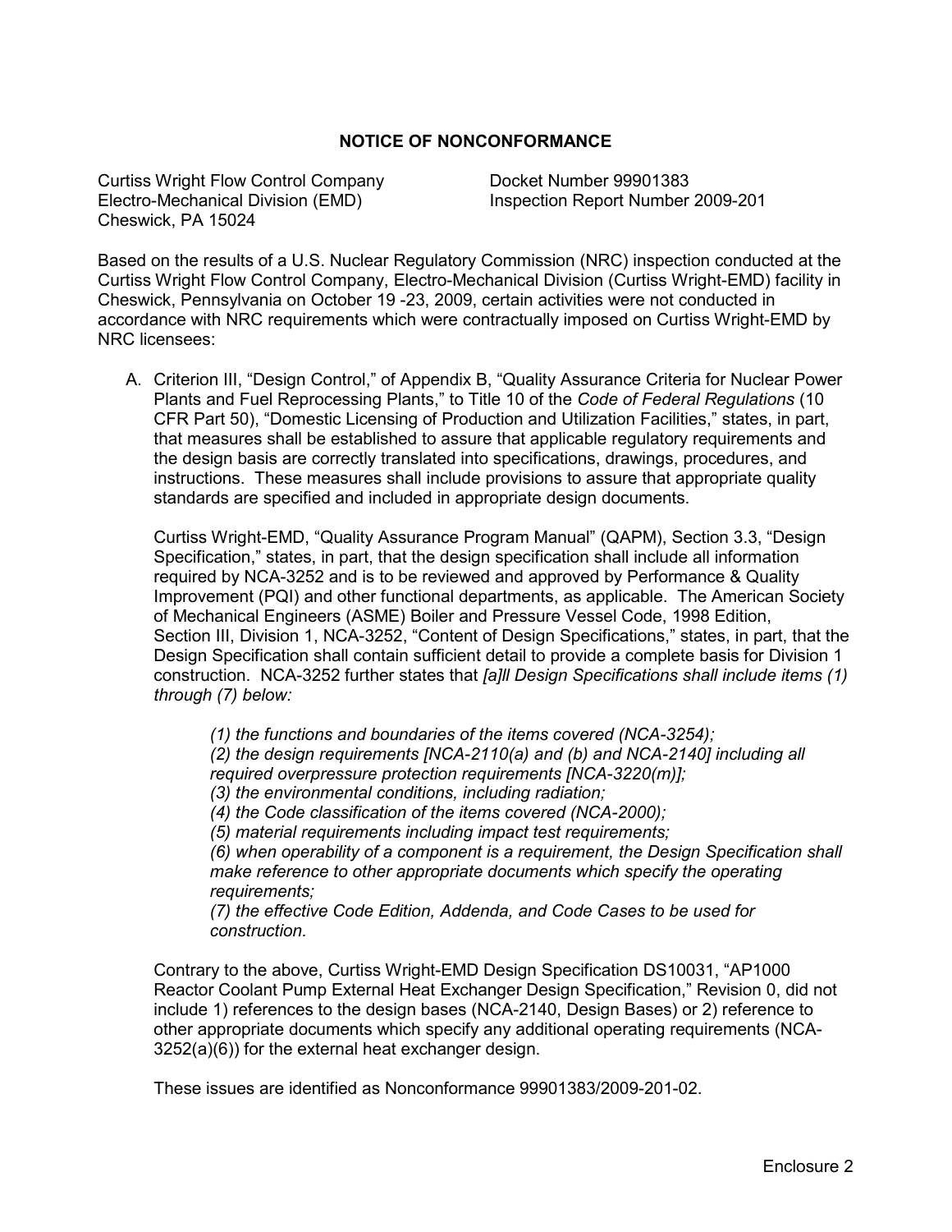## NOTICE OF NONCONFORMANCE

Curtiss Wright Flow Control Company
Electro-Mechanical Division (EMD)
Cheswick, PA 15024

Docket Number 99901383
Inspection Report Number 2009-201

Based on the results of a U.S. Nuclear Regulatory Commission (NRC) inspection conducted at the Curtiss Wright Flow Control Company, Electro-Mechanical Division (Curtiss Wright-EMD) facility in Cheswick, Pennsylvania on October 19 -23, 2009, certain activities were not conducted in accordance with NRC requirements which were contractually imposed on Curtiss Wright-EMD by NRC licensees:

A. Criterion III, "Design Control," of Appendix B, "Quality Assurance Criteria for Nuclear Power Plants and Fuel Reprocessing Plants," to Title 10 of the *Code of Federal Regulations* (10 CFR Part 50), "Domestic Licensing of Production and Utilization Facilities," states, in part, that measures shall be established to assure that applicable regulatory requirements and the design basis are correctly translated into specifications, drawings, procedures, and instructions. These measures shall include provisions to assure that appropriate quality standards are specified and included in appropriate design documents.

   Curtiss Wright-EMD, "Quality Assurance Program Manual" (QAPM), Section 3.3, "Design Specification," states, in part, that the design specification shall include all information required by NCA-3252 and is to be reviewed and approved by Performance & Quality Improvement (PQI) and other functional departments, as applicable. The American Society of Mechanical Engineers (ASME) Boiler and Pressure Vessel Code, 1998 Edition, Section III, Division 1, NCA-3252, "Content of Design Specifications," states, in part, that the Design Specification shall contain sufficient detail to provide a complete basis for Division 1 construction. NCA-3252 further states that *[a]ll Design Specifications shall include items (1) through (7) below:*

   > *(1) the functions and boundaries of the items covered (NCA-3254);*
   > *(2) the design requirements [NCA-2110(a) and (b) and NCA-2140] including all required overpressure protection requirements [NCA-3220(m)];*
   > *(3) the environmental conditions, including radiation;*
   > *(4) the Code classification of the items covered (NCA-2000);*
   > *(5) material requirements including impact test requirements;*
   > *(6) when operability of a component is a requirement, the Design Specification shall make reference to other appropriate documents which specify the operating requirements;*
   > *(7) the effective Code Edition, Addenda, and Code Cases to be used for construction.*

   Contrary to the above, Curtiss Wright-EMD Design Specification DS10031, "AP1000 Reactor Coolant Pump External Heat Exchanger Design Specification," Revision 0, did not include 1) references to the design bases (NCA-2140, Design Bases) or 2) reference to other appropriate documents which specify any additional operating requirements (NCA-3252(a)(6)) for the external heat exchanger design.

   These issues are identified as Nonconformance 99901383/2009-201-02.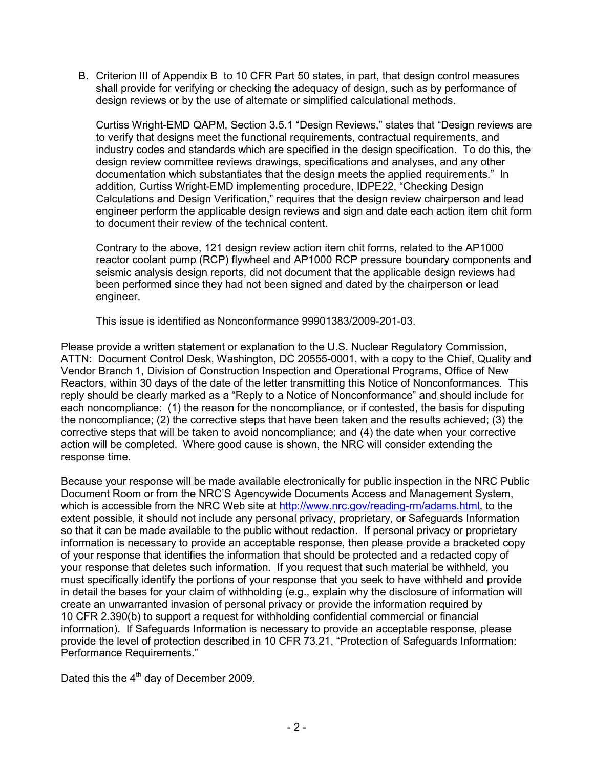B. Criterion III of Appendix B to 10 CFR Part 50 states, in part, that design control measures shall provide for verifying or checking the adequacy of design, such as by performance of design reviews or by the use of alternate or simplified calculational methods.

   Curtiss Wright-EMD QAPM, Section 3.5.1 "Design Reviews," states that "Design reviews are to verify that designs meet the functional requirements, contractual requirements, and industry codes and standards which are specified in the design specification. To do this, the design review committee reviews drawings, specifications and analyses, and any other documentation which substantiates that the design meets the applied requirements." In addition, Curtiss Wright-EMD implementing procedure, IDPE22, "Checking Design Calculations and Design Verification," requires that the design review chairperson and lead engineer perform the applicable design reviews and sign and date each action item chit form to document their review of the technical content.

   Contrary to the above, 121 design review action item chit forms, related to the AP1000 reactor coolant pump (RCP) flywheel and AP1000 RCP pressure boundary components and seismic analysis design reports, did not document that the applicable design reviews had been performed since they had not been signed and dated by the chairperson or lead engineer.

   This issue is identified as Nonconformance 99901383/2009-201-03.

Please provide a written statement or explanation to the U.S. Nuclear Regulatory Commission, ATTN: Document Control Desk, Washington, DC 20555-0001, with a copy to the Chief, Quality and Vendor Branch 1, Division of Construction Inspection and Operational Programs, Office of New Reactors, within 30 days of the date of the letter transmitting this Notice of Nonconformances. This reply should be clearly marked as a "Reply to a Notice of Nonconformance" and should include for each noncompliance: (1) the reason for the noncompliance, or if contested, the basis for disputing the noncompliance; (2) the corrective steps that have been taken and the results achieved; (3) the corrective steps that will be taken to avoid noncompliance; and (4) the date when your corrective action will be completed. Where good cause is shown, the NRC will consider extending the response time.

Because your response will be made available electronically for public inspection in the NRC Public Document Room or from the NRC'S Agencywide Documents Access and Management System, which is accessible from the NRC Web site at http://www.nrc.gov/reading-rm/adams.html, to the extent possible, it should not include any personal privacy, proprietary, or Safeguards Information so that it can be made available to the public without redaction. If personal privacy or proprietary information is necessary to provide an acceptable response, then please provide a bracketed copy of your response that identifies the information that should be protected and a redacted copy of your response that deletes such information. If you request that such material be withheld, you must specifically identify the portions of your response that you seek to have withheld and provide in detail the bases for your claim of withholding (e.g., explain why the disclosure of information will create an unwarranted invasion of personal privacy or provide the information required by 10 CFR 2.390(b) to support a request for withholding confidential commercial or financial information). If Safeguards Information is necessary to provide an acceptable response, please provide the level of protection described in 10 CFR 73.21, "Protection of Safeguards Information: Performance Requirements."

Dated this the 4th day of December 2009.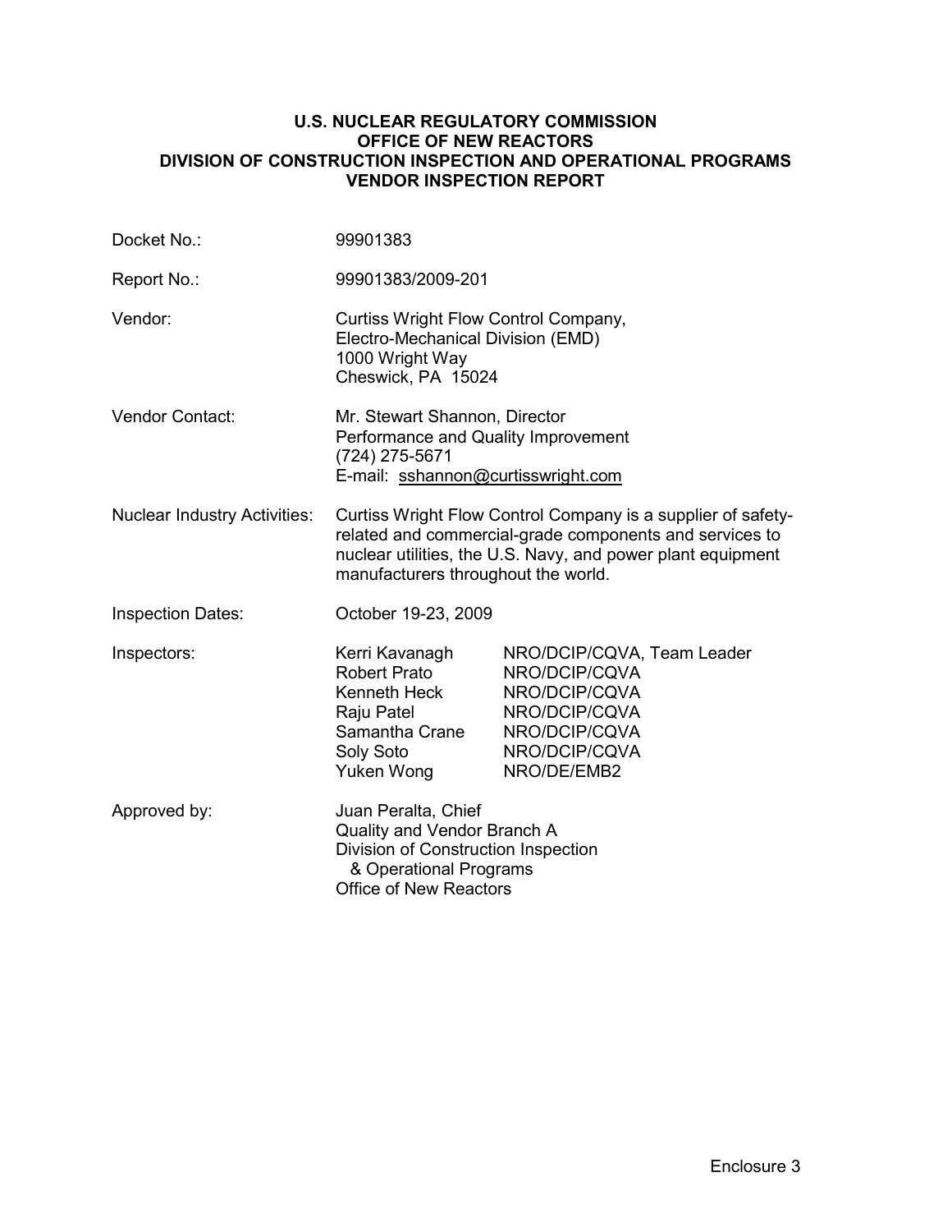**U.S. NUCLEAR REGULATORY COMMISSION**
**OFFICE OF NEW REACTORS**
**DIVISION OF CONSTRUCTION INSPECTION AND OPERATIONAL PROGRAMS**
**VENDOR INSPECTION REPORT**

| | | |
|---|---|---|
| Docket No.: | 99901383 | |
| Report No.: | 99901383/2009-201 | |
| Vendor: | Curtiss Wright Flow Control Company,<br>Electro-Mechanical Division (EMD)<br>1000 Wright Way<br>Cheswick, PA 15024 | |
| Vendor Contact: | Mr. Stewart Shannon, Director<br>Performance and Quality Improvement<br>(724) 275-5671<br>E-mail: sshannon@curtisswright.com | |
| Nuclear Industry Activities: | Curtiss Wright Flow Control Company is a supplier of safety-related and commercial-grade components and services to nuclear utilities, the U.S. Navy, and power plant equipment manufacturers throughout the world. | |
| Inspection Dates: | October 19-23, 2009 | |
| Inspectors: | Kerri Kavanagh | NRO/DCIP/CQVA, Team Leader |
| | Robert Prato | NRO/DCIP/CQVA |
| | Kenneth Heck | NRO/DCIP/CQVA |
| | Raju Patel | NRO/DCIP/CQVA |
| | Samantha Crane | NRO/DCIP/CQVA |
| | Soly Soto | NRO/DCIP/CQVA |
| | Yuken Wong | NRO/DE/EMB2 |
| Approved by: | Juan Peralta, Chief<br>Quality and Vendor Branch A<br>Division of Construction Inspection<br>& Operational Programs<br>Office of New Reactors | |

Enclosure 3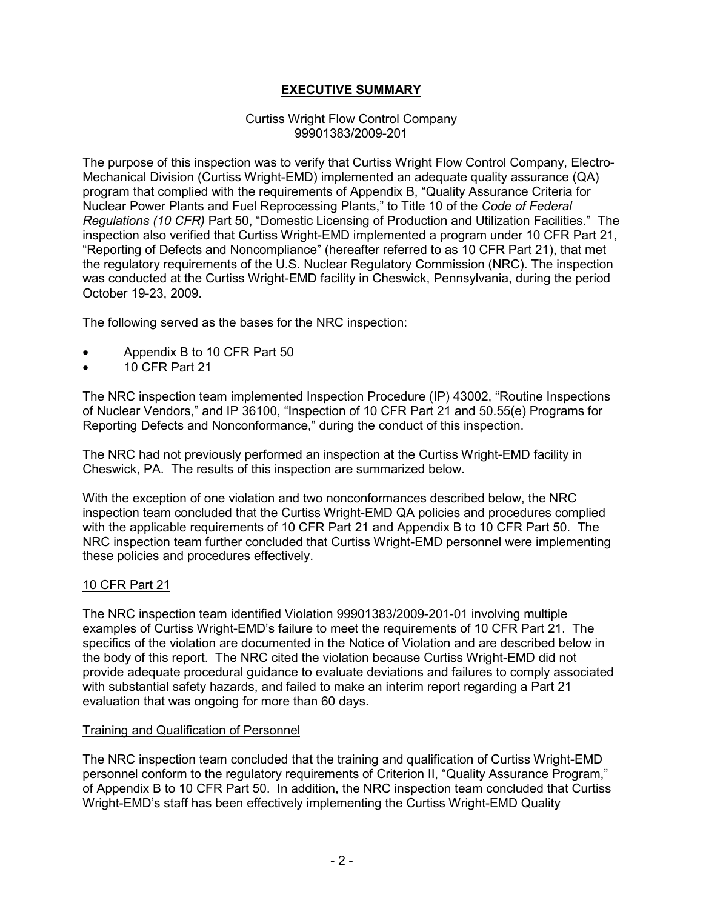# EXECUTIVE SUMMARY

Curtiss Wright Flow Control Company
99901383/2009-201

The purpose of this inspection was to verify that Curtiss Wright Flow Control Company, Electro-Mechanical Division (Curtiss Wright-EMD) implemented an adequate quality assurance (QA) program that complied with the requirements of Appendix B, "Quality Assurance Criteria for Nuclear Power Plants and Fuel Reprocessing Plants," to Title 10 of the *Code of Federal Regulations (10 CFR)* Part 50, "Domestic Licensing of Production and Utilization Facilities." The inspection also verified that Curtiss Wright-EMD implemented a program under 10 CFR Part 21, "Reporting of Defects and Noncompliance" (hereafter referred to as 10 CFR Part 21), that met the regulatory requirements of the U.S. Nuclear Regulatory Commission (NRC). The inspection was conducted at the Curtiss Wright-EMD facility in Cheswick, Pennsylvania, during the period October 19-23, 2009.

The following served as the bases for the NRC inspection:

- Appendix B to 10 CFR Part 50
- 10 CFR Part 21

The NRC inspection team implemented Inspection Procedure (IP) 43002, "Routine Inspections of Nuclear Vendors," and IP 36100, "Inspection of 10 CFR Part 21 and 50.55(e) Programs for Reporting Defects and Nonconformance," during the conduct of this inspection.

The NRC had not previously performed an inspection at the Curtiss Wright-EMD facility in Cheswick, PA. The results of this inspection are summarized below.

With the exception of one violation and two nonconformances described below, the NRC inspection team concluded that the Curtiss Wright-EMD QA policies and procedures complied with the applicable requirements of 10 CFR Part 21 and Appendix B to 10 CFR Part 50. The NRC inspection team further concluded that Curtiss Wright-EMD personnel were implementing these policies and procedures effectively.

## 10 CFR Part 21

The NRC inspection team identified Violation 99901383/2009-201-01 involving multiple examples of Curtiss Wright-EMD's failure to meet the requirements of 10 CFR Part 21. The specifics of the violation are documented in the Notice of Violation and are described below in the body of this report. The NRC cited the violation because Curtiss Wright-EMD did not provide adequate procedural guidance to evaluate deviations and failures to comply associated with substantial safety hazards, and failed to make an interim report regarding a Part 21 evaluation that was ongoing for more than 60 days.

## Training and Qualification of Personnel

The NRC inspection team concluded that the training and qualification of Curtiss Wright-EMD personnel conform to the regulatory requirements of Criterion II, "Quality Assurance Program," of Appendix B to 10 CFR Part 50. In addition, the NRC inspection team concluded that Curtiss Wright-EMD's staff has been effectively implementing the Curtiss Wright-EMD Quality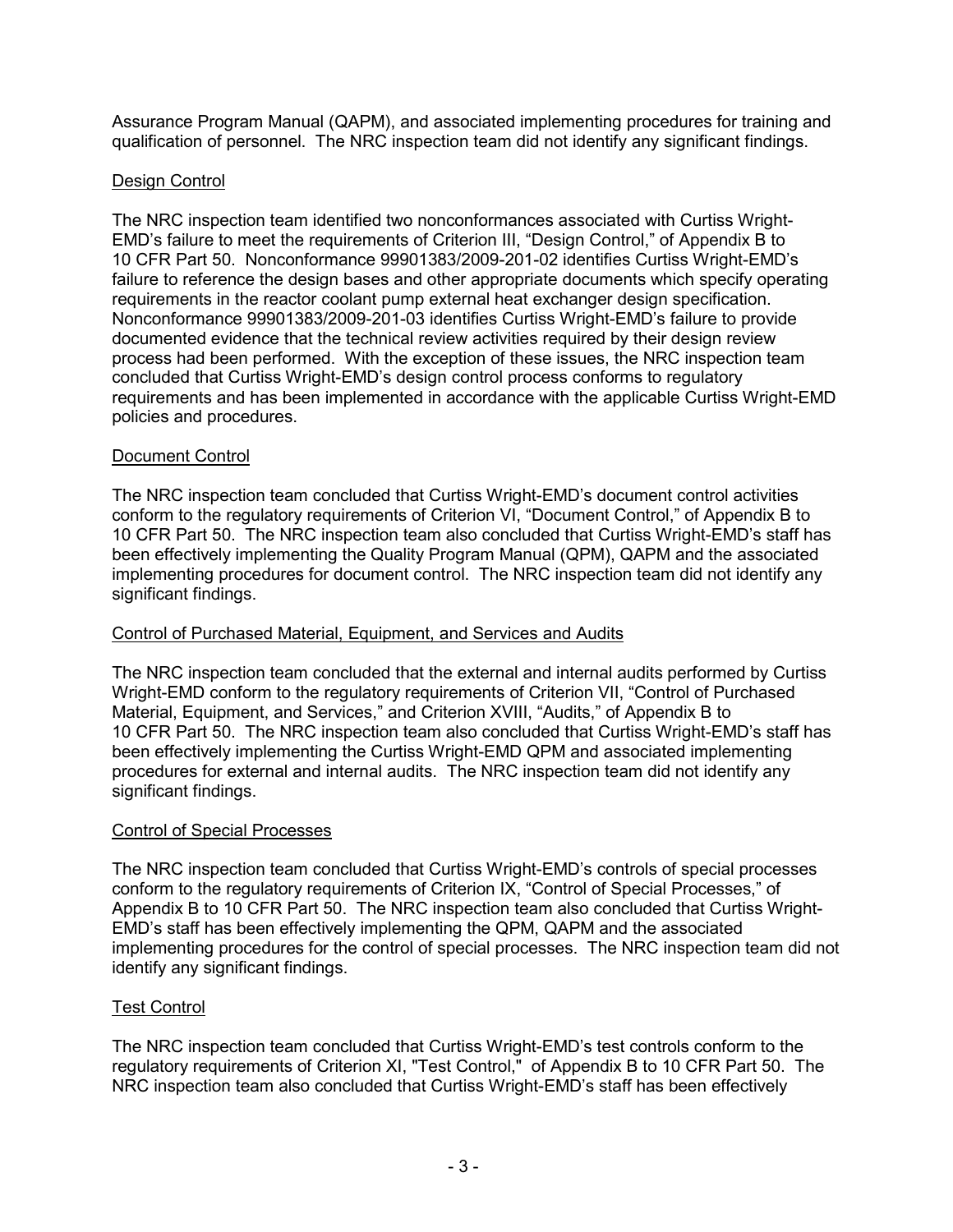Assurance Program Manual (QAPM), and associated implementing procedures for training and qualification of personnel. The NRC inspection team did not identify any significant findings.

Design Control

The NRC inspection team identified two nonconformances associated with Curtiss Wright-EMD's failure to meet the requirements of Criterion III, "Design Control," of Appendix B to 10 CFR Part 50. Nonconformance 99901383/2009-201-02 identifies Curtiss Wright-EMD's failure to reference the design bases and other appropriate documents which specify operating requirements in the reactor coolant pump external heat exchanger design specification. Nonconformance 99901383/2009-201-03 identifies Curtiss Wright-EMD's failure to provide documented evidence that the technical review activities required by their design review process had been performed. With the exception of these issues, the NRC inspection team concluded that Curtiss Wright-EMD's design control process conforms to regulatory requirements and has been implemented in accordance with the applicable Curtiss Wright-EMD policies and procedures.

Document Control

The NRC inspection team concluded that Curtiss Wright-EMD's document control activities conform to the regulatory requirements of Criterion VI, "Document Control," of Appendix B to 10 CFR Part 50. The NRC inspection team also concluded that Curtiss Wright-EMD's staff has been effectively implementing the Quality Program Manual (QPM), QAPM and the associated implementing procedures for document control. The NRC inspection team did not identify any significant findings.

Control of Purchased Material, Equipment, and Services and Audits

The NRC inspection team concluded that the external and internal audits performed by Curtiss Wright-EMD conform to the regulatory requirements of Criterion VII, "Control of Purchased Material, Equipment, and Services," and Criterion XVIII, "Audits," of Appendix B to 10 CFR Part 50. The NRC inspection team also concluded that Curtiss Wright-EMD's staff has been effectively implementing the Curtiss Wright-EMD QPM and associated implementing procedures for external and internal audits. The NRC inspection team did not identify any significant findings.

Control of Special Processes

The NRC inspection team concluded that Curtiss Wright-EMD's controls of special processes conform to the regulatory requirements of Criterion IX, "Control of Special Processes," of Appendix B to 10 CFR Part 50. The NRC inspection team also concluded that Curtiss Wright-EMD's staff has been effectively implementing the QPM, QAPM and the associated implementing procedures for the control of special processes. The NRC inspection team did not identify any significant findings.

Test Control

The NRC inspection team concluded that Curtiss Wright-EMD's test controls conform to the regulatory requirements of Criterion XI, "Test Control," of Appendix B to 10 CFR Part 50. The NRC inspection team also concluded that Curtiss Wright-EMD's staff has been effectively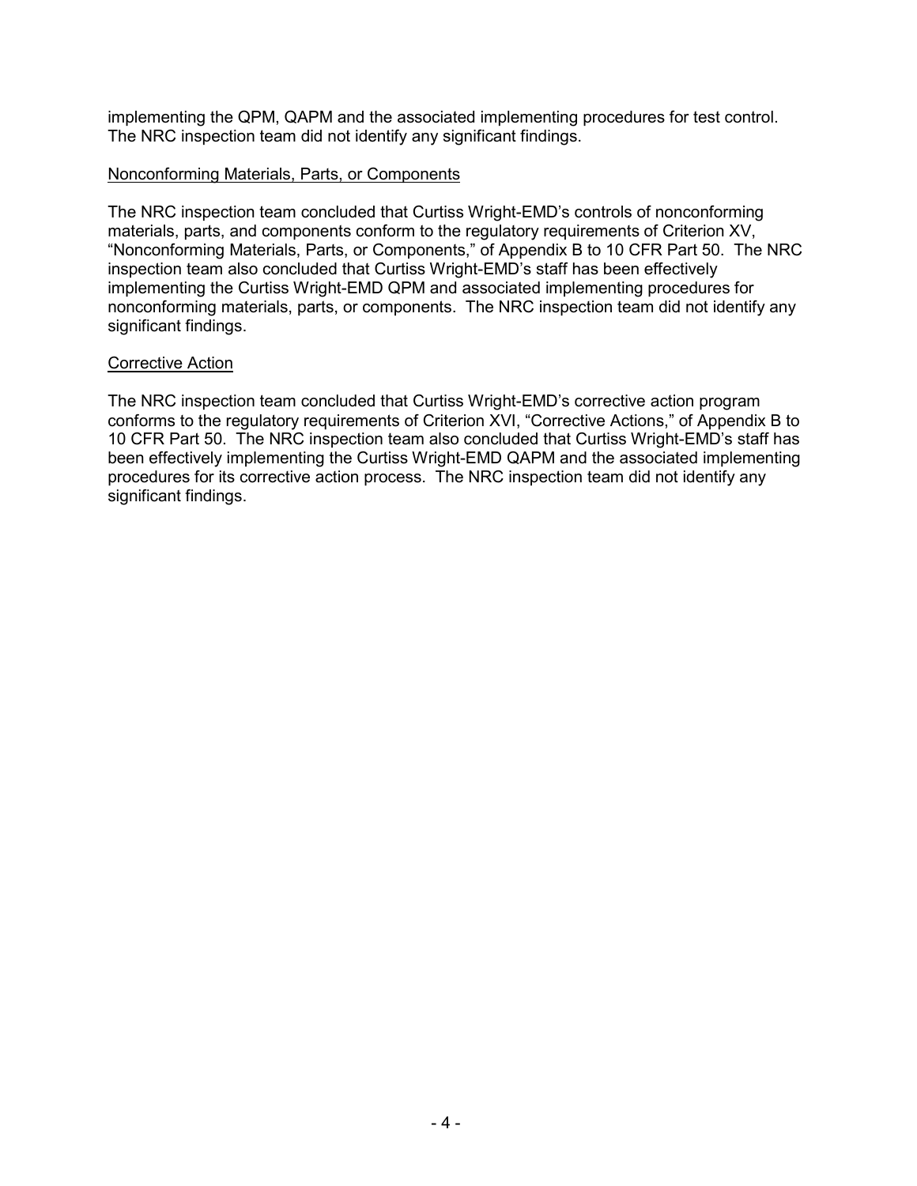implementing the QPM, QAPM and the associated implementing procedures for test control. The NRC inspection team did not identify any significant findings.

<u>Nonconforming Materials, Parts, or Components</u>

The NRC inspection team concluded that Curtiss Wright-EMD's controls of nonconforming materials, parts, and components conform to the regulatory requirements of Criterion XV, "Nonconforming Materials, Parts, or Components," of Appendix B to 10 CFR Part 50. The NRC inspection team also concluded that Curtiss Wright-EMD's staff has been effectively implementing the Curtiss Wright-EMD QPM and associated implementing procedures for nonconforming materials, parts, or components. The NRC inspection team did not identify any significant findings.

<u>Corrective Action</u>

The NRC inspection team concluded that Curtiss Wright-EMD's corrective action program conforms to the regulatory requirements of Criterion XVI, "Corrective Actions," of Appendix B to 10 CFR Part 50. The NRC inspection team also concluded that Curtiss Wright-EMD's staff has been effectively implementing the Curtiss Wright-EMD QAPM and the associated implementing procedures for its corrective action process. The NRC inspection team did not identify any significant findings.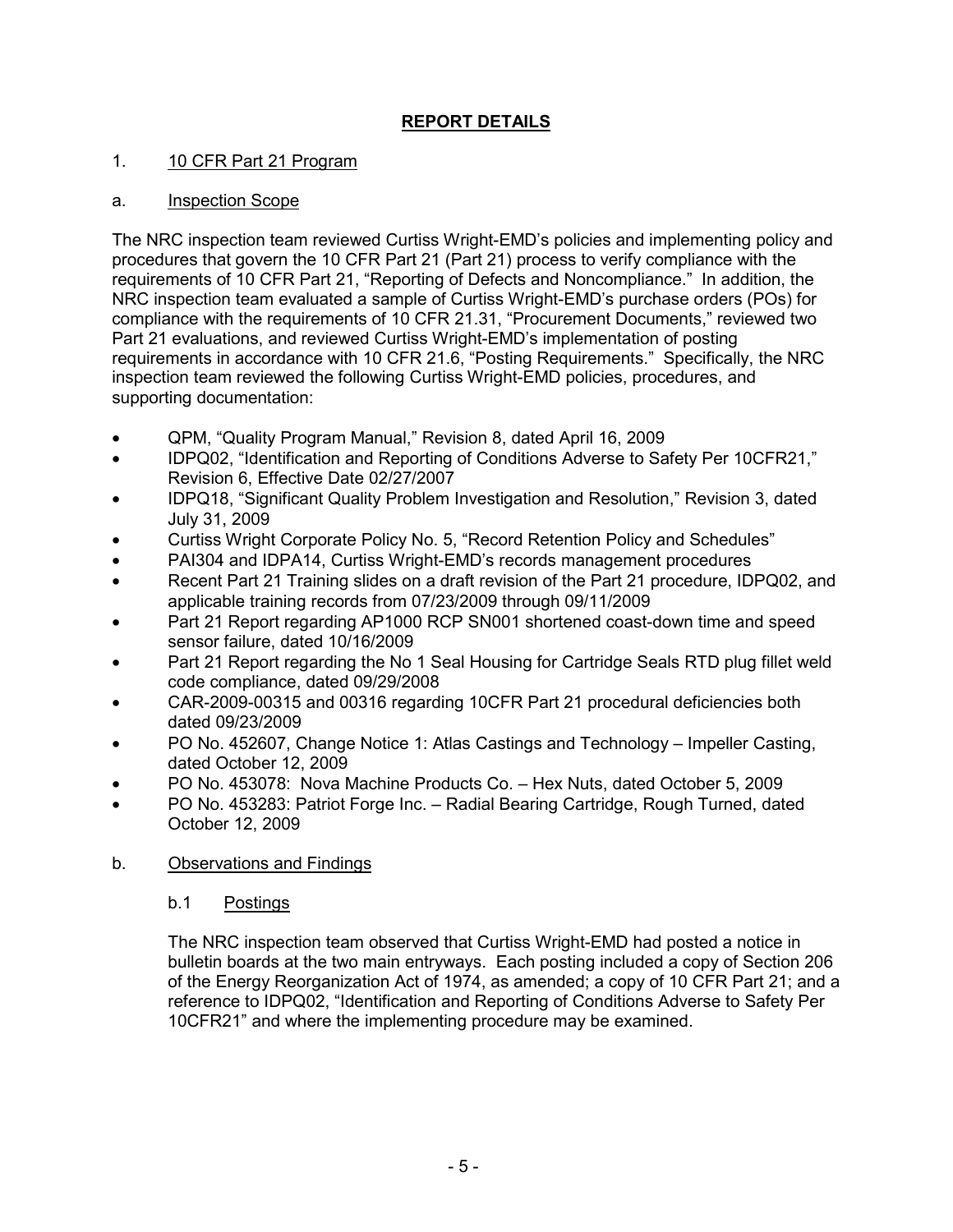## REPORT DETAILS

### 1. 10 CFR Part 21 Program

#### a. Inspection Scope

The NRC inspection team reviewed Curtiss Wright-EMD's policies and implementing policy and procedures that govern the 10 CFR Part 21 (Part 21) process to verify compliance with the requirements of 10 CFR Part 21, "Reporting of Defects and Noncompliance." In addition, the NRC inspection team evaluated a sample of Curtiss Wright-EMD's purchase orders (POs) for compliance with the requirements of 10 CFR 21.31, "Procurement Documents," reviewed two Part 21 evaluations, and reviewed Curtiss Wright-EMD's implementation of posting requirements in accordance with 10 CFR 21.6, "Posting Requirements." Specifically, the NRC inspection team reviewed the following Curtiss Wright-EMD policies, procedures, and supporting documentation:

- QPM, "Quality Program Manual," Revision 8, dated April 16, 2009
- IDPQ02, "Identification and Reporting of Conditions Adverse to Safety Per 10CFR21," Revision 6, Effective Date 02/27/2007
- IDPQ18, "Significant Quality Problem Investigation and Resolution," Revision 3, dated July 31, 2009
- Curtiss Wright Corporate Policy No. 5, "Record Retention Policy and Schedules"
- PAI304 and IDPA14, Curtiss Wright-EMD's records management procedures
- Recent Part 21 Training slides on a draft revision of the Part 21 procedure, IDPQ02, and applicable training records from 07/23/2009 through 09/11/2009
- Part 21 Report regarding AP1000 RCP SN001 shortened coast-down time and speed sensor failure, dated 10/16/2009
- Part 21 Report regarding the No 1 Seal Housing for Cartridge Seals RTD plug fillet weld code compliance, dated 09/29/2008
- CAR-2009-00315 and 00316 regarding 10CFR Part 21 procedural deficiencies both dated 09/23/2009
- PO No. 452607, Change Notice 1: Atlas Castings and Technology – Impeller Casting, dated October 12, 2009
- PO No. 453078: Nova Machine Products Co. – Hex Nuts, dated October 5, 2009
- PO No. 453283: Patriot Forge Inc. – Radial Bearing Cartridge, Rough Turned, dated October 12, 2009

#### b. Observations and Findings

##### b.1 Postings

The NRC inspection team observed that Curtiss Wright-EMD had posted a notice in bulletin boards at the two main entryways. Each posting included a copy of Section 206 of the Energy Reorganization Act of 1974, as amended; a copy of 10 CFR Part 21; and a reference to IDPQ02, "Identification and Reporting of Conditions Adverse to Safety Per 10CFR21" and where the implementing procedure may be examined.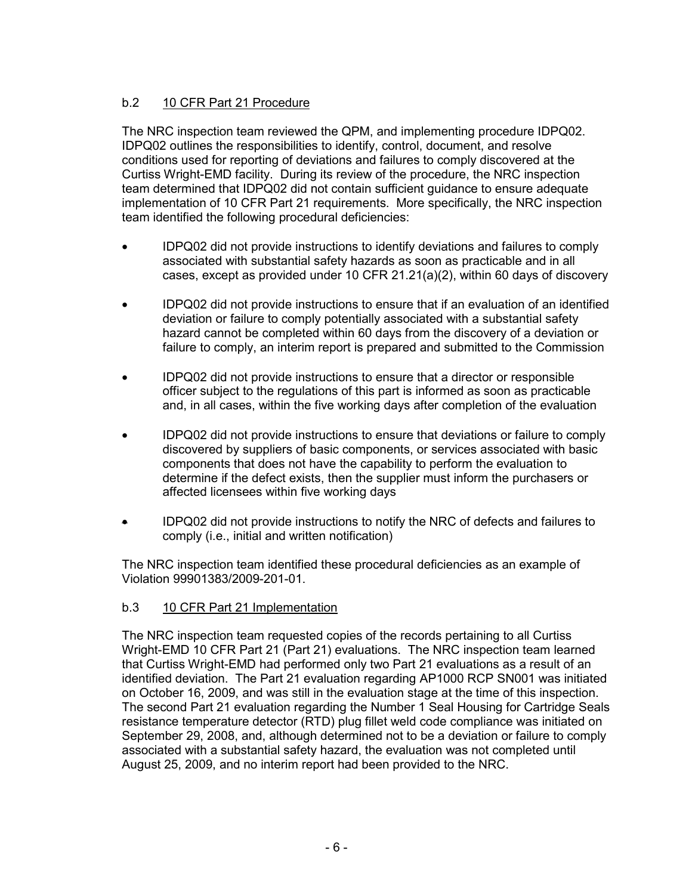### b.2 10 CFR Part 21 Procedure

The NRC inspection team reviewed the QPM, and implementing procedure IDPQ02. IDPQ02 outlines the responsibilities to identify, control, document, and resolve conditions used for reporting of deviations and failures to comply discovered at the Curtiss Wright-EMD facility. During its review of the procedure, the NRC inspection team determined that IDPQ02 did not contain sufficient guidance to ensure adequate implementation of 10 CFR Part 21 requirements. More specifically, the NRC inspection team identified the following procedural deficiencies:

- IDPQ02 did not provide instructions to identify deviations and failures to comply associated with substantial safety hazards as soon as practicable and in all cases, except as provided under 10 CFR 21.21(a)(2), within 60 days of discovery
- IDPQ02 did not provide instructions to ensure that if an evaluation of an identified deviation or failure to comply potentially associated with a substantial safety hazard cannot be completed within 60 days from the discovery of a deviation or failure to comply, an interim report is prepared and submitted to the Commission
- IDPQ02 did not provide instructions to ensure that a director or responsible officer subject to the regulations of this part is informed as soon as practicable and, in all cases, within the five working days after completion of the evaluation
- IDPQ02 did not provide instructions to ensure that deviations or failure to comply discovered by suppliers of basic components, or services associated with basic components that does not have the capability to perform the evaluation to determine if the defect exists, then the supplier must inform the purchasers or affected licensees within five working days
- IDPQ02 did not provide instructions to notify the NRC of defects and failures to comply (i.e., initial and written notification)

The NRC inspection team identified these procedural deficiencies as an example of Violation 99901383/2009-201-01.

### b.3 10 CFR Part 21 Implementation

The NRC inspection team requested copies of the records pertaining to all Curtiss Wright-EMD 10 CFR Part 21 (Part 21) evaluations. The NRC inspection team learned that Curtiss Wright-EMD had performed only two Part 21 evaluations as a result of an identified deviation. The Part 21 evaluation regarding AP1000 RCP SN001 was initiated on October 16, 2009, and was still in the evaluation stage at the time of this inspection. The second Part 21 evaluation regarding the Number 1 Seal Housing for Cartridge Seals resistance temperature detector (RTD) plug fillet weld code compliance was initiated on September 29, 2008, and, although determined not to be a deviation or failure to comply associated with a substantial safety hazard, the evaluation was not completed until August 25, 2009, and no interim report had been provided to the NRC.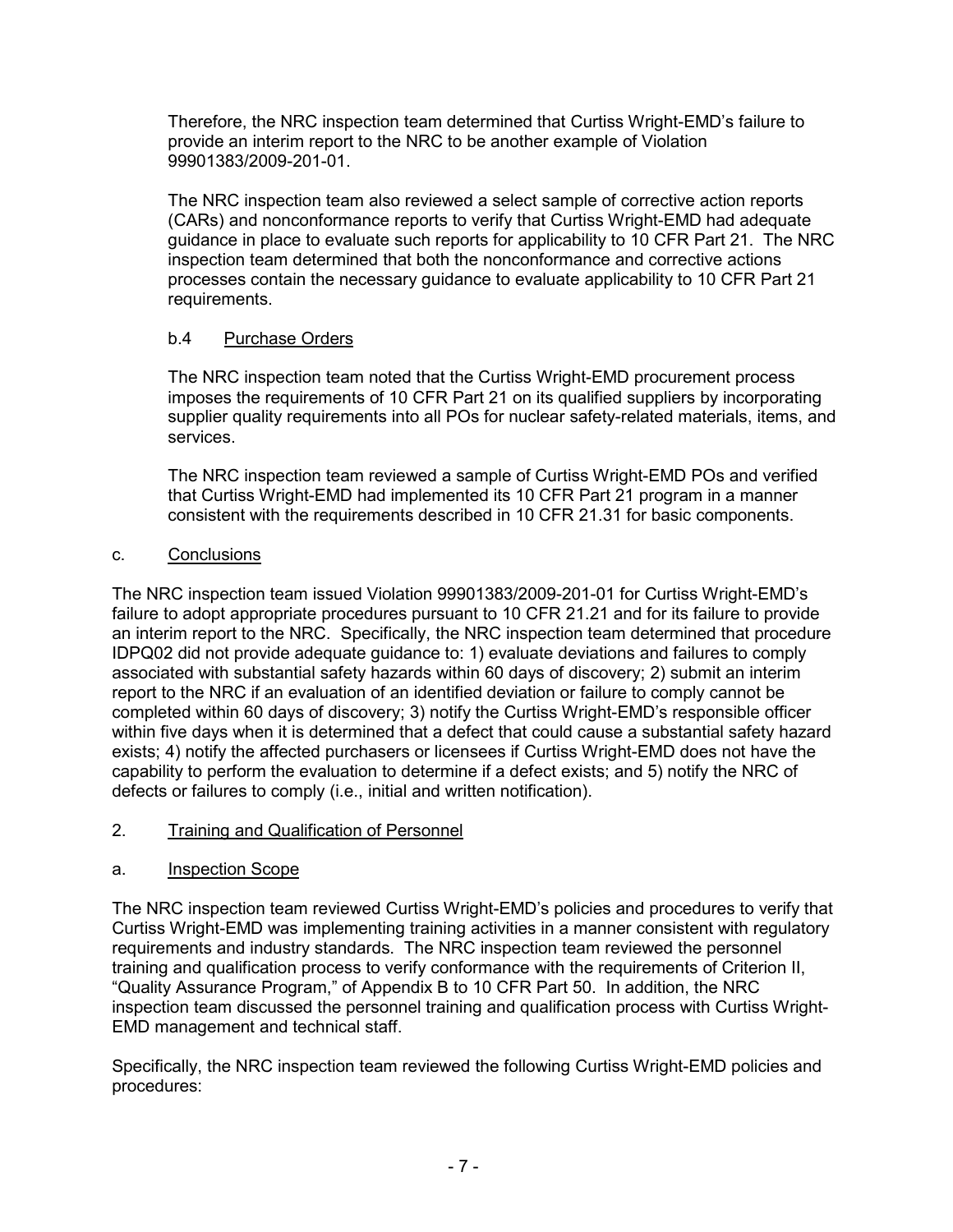Therefore, the NRC inspection team determined that Curtiss Wright-EMD's failure to provide an interim report to the NRC to be another example of Violation 99901383/2009-201-01.

The NRC inspection team also reviewed a select sample of corrective action reports (CARs) and nonconformance reports to verify that Curtiss Wright-EMD had adequate guidance in place to evaluate such reports for applicability to 10 CFR Part 21. The NRC inspection team determined that both the nonconformance and corrective actions processes contain the necessary guidance to evaluate applicability to 10 CFR Part 21 requirements.

#### b.4 Purchase Orders

The NRC inspection team noted that the Curtiss Wright-EMD procurement process imposes the requirements of 10 CFR Part 21 on its qualified suppliers by incorporating supplier quality requirements into all POs for nuclear safety-related materials, items, and services.

The NRC inspection team reviewed a sample of Curtiss Wright-EMD POs and verified that Curtiss Wright-EMD had implemented its 10 CFR Part 21 program in a manner consistent with the requirements described in 10 CFR 21.31 for basic components.

### c. Conclusions

The NRC inspection team issued Violation 99901383/2009-201-01 for Curtiss Wright-EMD's failure to adopt appropriate procedures pursuant to 10 CFR 21.21 and for its failure to provide an interim report to the NRC. Specifically, the NRC inspection team determined that procedure IDPQ02 did not provide adequate guidance to: 1) evaluate deviations and failures to comply associated with substantial safety hazards within 60 days of discovery; 2) submit an interim report to the NRC if an evaluation of an identified deviation or failure to comply cannot be completed within 60 days of discovery; 3) notify the Curtiss Wright-EMD's responsible officer within five days when it is determined that a defect that could cause a substantial safety hazard exists; 4) notify the affected purchasers or licensees if Curtiss Wright-EMD does not have the capability to perform the evaluation to determine if a defect exists; and 5) notify the NRC of defects or failures to comply (i.e., initial and written notification).

## 2. Training and Qualification of Personnel

### a. Inspection Scope

The NRC inspection team reviewed Curtiss Wright-EMD's policies and procedures to verify that Curtiss Wright-EMD was implementing training activities in a manner consistent with regulatory requirements and industry standards. The NRC inspection team reviewed the personnel training and qualification process to verify conformance with the requirements of Criterion II, "Quality Assurance Program," of Appendix B to 10 CFR Part 50. In addition, the NRC inspection team discussed the personnel training and qualification process with Curtiss Wright-EMD management and technical staff.

Specifically, the NRC inspection team reviewed the following Curtiss Wright-EMD policies and procedures: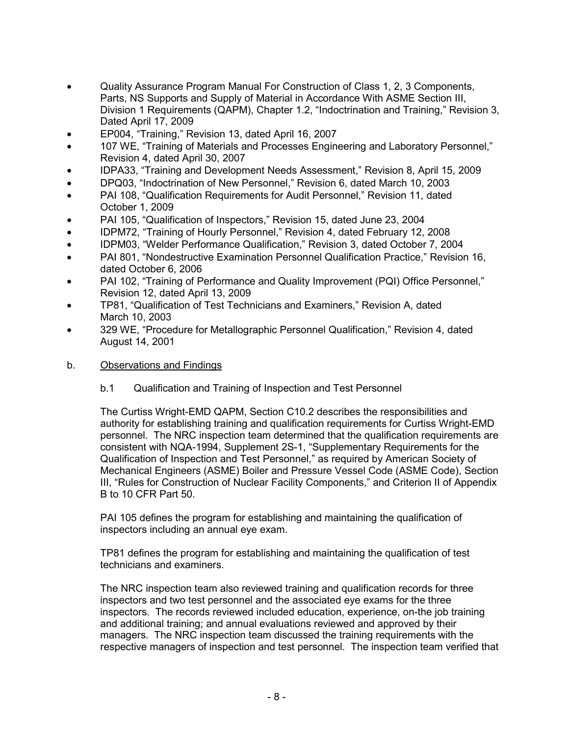- Quality Assurance Program Manual For Construction of Class 1, 2, 3 Components, Parts, NS Supports and Supply of Material in Accordance With ASME Section III, Division 1 Requirements (QAPM), Chapter 1.2, "Indoctrination and Training," Revision 3, Dated April 17, 2009
- EP004, "Training," Revision 13, dated April 16, 2007
- 107 WE, "Training of Materials and Processes Engineering and Laboratory Personnel," Revision 4, dated April 30, 2007
- IDPA33, "Training and Development Needs Assessment," Revision 8, April 15, 2009
- DPQ03, "Indoctrination of New Personnel," Revision 6, dated March 10, 2003
- PAI 108, "Qualification Requirements for Audit Personnel," Revision 11, dated October 1, 2009
- PAI 105, "Qualification of Inspectors," Revision 15, dated June 23, 2004
- IDPM72, "Training of Hourly Personnel," Revision 4, dated February 12, 2008
- IDPM03, "Welder Performance Qualification," Revision 3, dated October 7, 2004
- PAI 801, "Nondestructive Examination Personnel Qualification Practice," Revision 16, dated October 6, 2006
- PAI 102, "Training of Performance and Quality Improvement (PQI) Office Personnel," Revision 12, dated April 13, 2009
- TP81, "Qualification of Test Technicians and Examiners," Revision A, dated March 10, 2003
- 329 WE, "Procedure for Metallographic Personnel Qualification," Revision 4, dated August 14, 2001

b. Observations and Findings

b.1 Qualification and Training of Inspection and Test Personnel

The Curtiss Wright-EMD QAPM, Section C10.2 describes the responsibilities and authority for establishing training and qualification requirements for Curtiss Wright-EMD personnel. The NRC inspection team determined that the qualification requirements are consistent with NQA-1994, Supplement 2S-1, "Supplementary Requirements for the Qualification of Inspection and Test Personnel," as required by American Society of Mechanical Engineers (ASME) Boiler and Pressure Vessel Code (ASME Code), Section III, "Rules for Construction of Nuclear Facility Components," and Criterion II of Appendix B to 10 CFR Part 50.

PAI 105 defines the program for establishing and maintaining the qualification of inspectors including an annual eye exam.

TP81 defines the program for establishing and maintaining the qualification of test technicians and examiners.

The NRC inspection team also reviewed training and qualification records for three inspectors and two test personnel and the associated eye exams for the three inspectors. The records reviewed included education, experience, on-the job training and additional training; and annual evaluations reviewed and approved by their managers. The NRC inspection team discussed the training requirements with the respective managers of inspection and test personnel. The inspection team verified that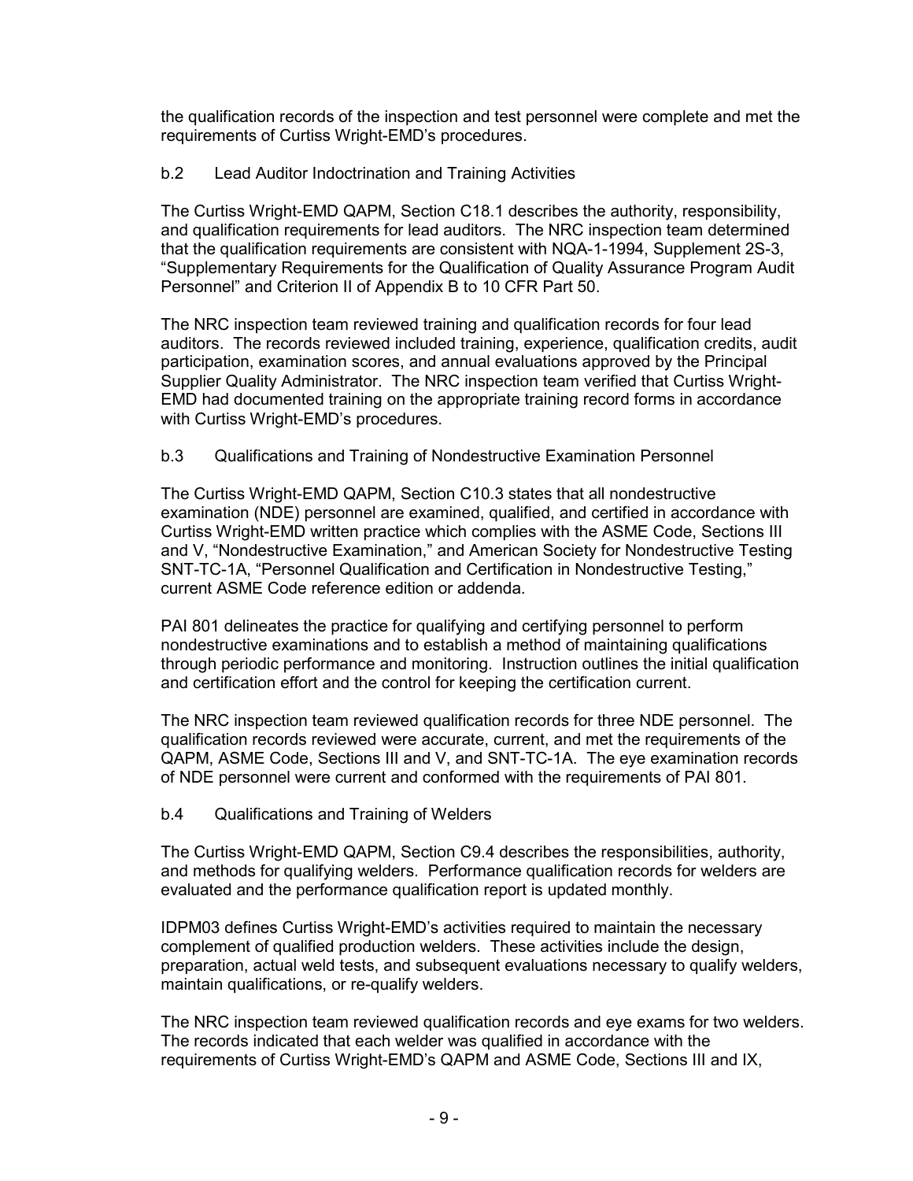the qualification records of the inspection and test personnel were complete and met the requirements of Curtiss Wright-EMD's procedures.

b.2 Lead Auditor Indoctrination and Training Activities

The Curtiss Wright-EMD QAPM, Section C18.1 describes the authority, responsibility, and qualification requirements for lead auditors. The NRC inspection team determined that the qualification requirements are consistent with NQA-1-1994, Supplement 2S-3, "Supplementary Requirements for the Qualification of Quality Assurance Program Audit Personnel" and Criterion II of Appendix B to 10 CFR Part 50.

The NRC inspection team reviewed training and qualification records for four lead auditors. The records reviewed included training, experience, qualification credits, audit participation, examination scores, and annual evaluations approved by the Principal Supplier Quality Administrator. The NRC inspection team verified that Curtiss Wright-EMD had documented training on the appropriate training record forms in accordance with Curtiss Wright-EMD's procedures.

b.3 Qualifications and Training of Nondestructive Examination Personnel

The Curtiss Wright-EMD QAPM, Section C10.3 states that all nondestructive examination (NDE) personnel are examined, qualified, and certified in accordance with Curtiss Wright-EMD written practice which complies with the ASME Code, Sections III and V, "Nondestructive Examination," and American Society for Nondestructive Testing SNT-TC-1A, "Personnel Qualification and Certification in Nondestructive Testing," current ASME Code reference edition or addenda.

PAI 801 delineates the practice for qualifying and certifying personnel to perform nondestructive examinations and to establish a method of maintaining qualifications through periodic performance and monitoring. Instruction outlines the initial qualification and certification effort and the control for keeping the certification current.

The NRC inspection team reviewed qualification records for three NDE personnel. The qualification records reviewed were accurate, current, and met the requirements of the QAPM, ASME Code, Sections III and V, and SNT-TC-1A. The eye examination records of NDE personnel were current and conformed with the requirements of PAI 801.

b.4 Qualifications and Training of Welders

The Curtiss Wright-EMD QAPM, Section C9.4 describes the responsibilities, authority, and methods for qualifying welders. Performance qualification records for welders are evaluated and the performance qualification report is updated monthly.

IDPM03 defines Curtiss Wright-EMD's activities required to maintain the necessary complement of qualified production welders. These activities include the design, preparation, actual weld tests, and subsequent evaluations necessary to qualify welders, maintain qualifications, or re-qualify welders.

The NRC inspection team reviewed qualification records and eye exams for two welders. The records indicated that each welder was qualified in accordance with the requirements of Curtiss Wright-EMD's QAPM and ASME Code, Sections III and IX,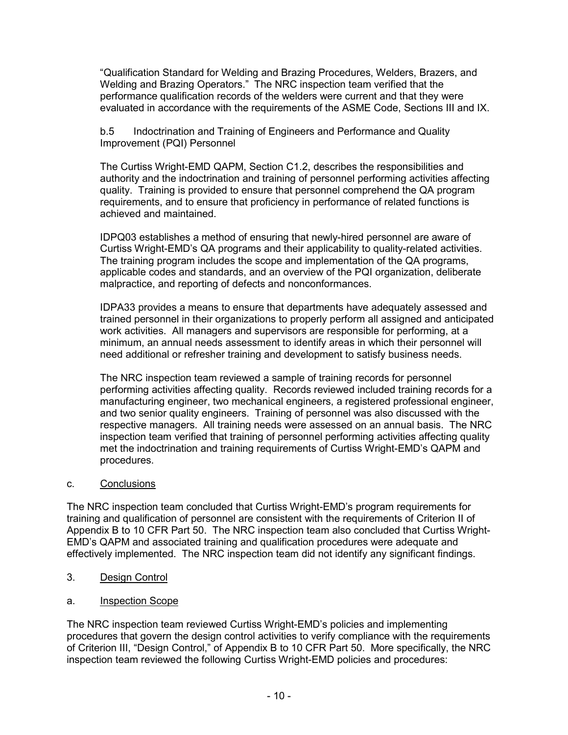"Qualification Standard for Welding and Brazing Procedures, Welders, Brazers, and Welding and Brazing Operators." The NRC inspection team verified that the performance qualification records of the welders were current and that they were evaluated in accordance with the requirements of the ASME Code, Sections III and IX.

b.5 Indoctrination and Training of Engineers and Performance and Quality Improvement (PQI) Personnel

The Curtiss Wright-EMD QAPM, Section C1.2, describes the responsibilities and authority and the indoctrination and training of personnel performing activities affecting quality. Training is provided to ensure that personnel comprehend the QA program requirements, and to ensure that proficiency in performance of related functions is achieved and maintained.

IDPQ03 establishes a method of ensuring that newly-hired personnel are aware of Curtiss Wright-EMD's QA programs and their applicability to quality-related activities. The training program includes the scope and implementation of the QA programs, applicable codes and standards, and an overview of the PQI organization, deliberate malpractice, and reporting of defects and nonconformances.

IDPA33 provides a means to ensure that departments have adequately assessed and trained personnel in their organizations to properly perform all assigned and anticipated work activities. All managers and supervisors are responsible for performing, at a minimum, an annual needs assessment to identify areas in which their personnel will need additional or refresher training and development to satisfy business needs.

The NRC inspection team reviewed a sample of training records for personnel performing activities affecting quality. Records reviewed included training records for a manufacturing engineer, two mechanical engineers, a registered professional engineer, and two senior quality engineers. Training of personnel was also discussed with the respective managers. All training needs were assessed on an annual basis. The NRC inspection team verified that training of personnel performing activities affecting quality met the indoctrination and training requirements of Curtiss Wright-EMD's QAPM and procedures.

c. Conclusions

The NRC inspection team concluded that Curtiss Wright-EMD's program requirements for training and qualification of personnel are consistent with the requirements of Criterion II of Appendix B to 10 CFR Part 50. The NRC inspection team also concluded that Curtiss Wright-EMD's QAPM and associated training and qualification procedures were adequate and effectively implemented. The NRC inspection team did not identify any significant findings.

3. Design Control

a. Inspection Scope

The NRC inspection team reviewed Curtiss Wright-EMD's policies and implementing procedures that govern the design control activities to verify compliance with the requirements of Criterion III, "Design Control," of Appendix B to 10 CFR Part 50. More specifically, the NRC inspection team reviewed the following Curtiss Wright-EMD policies and procedures: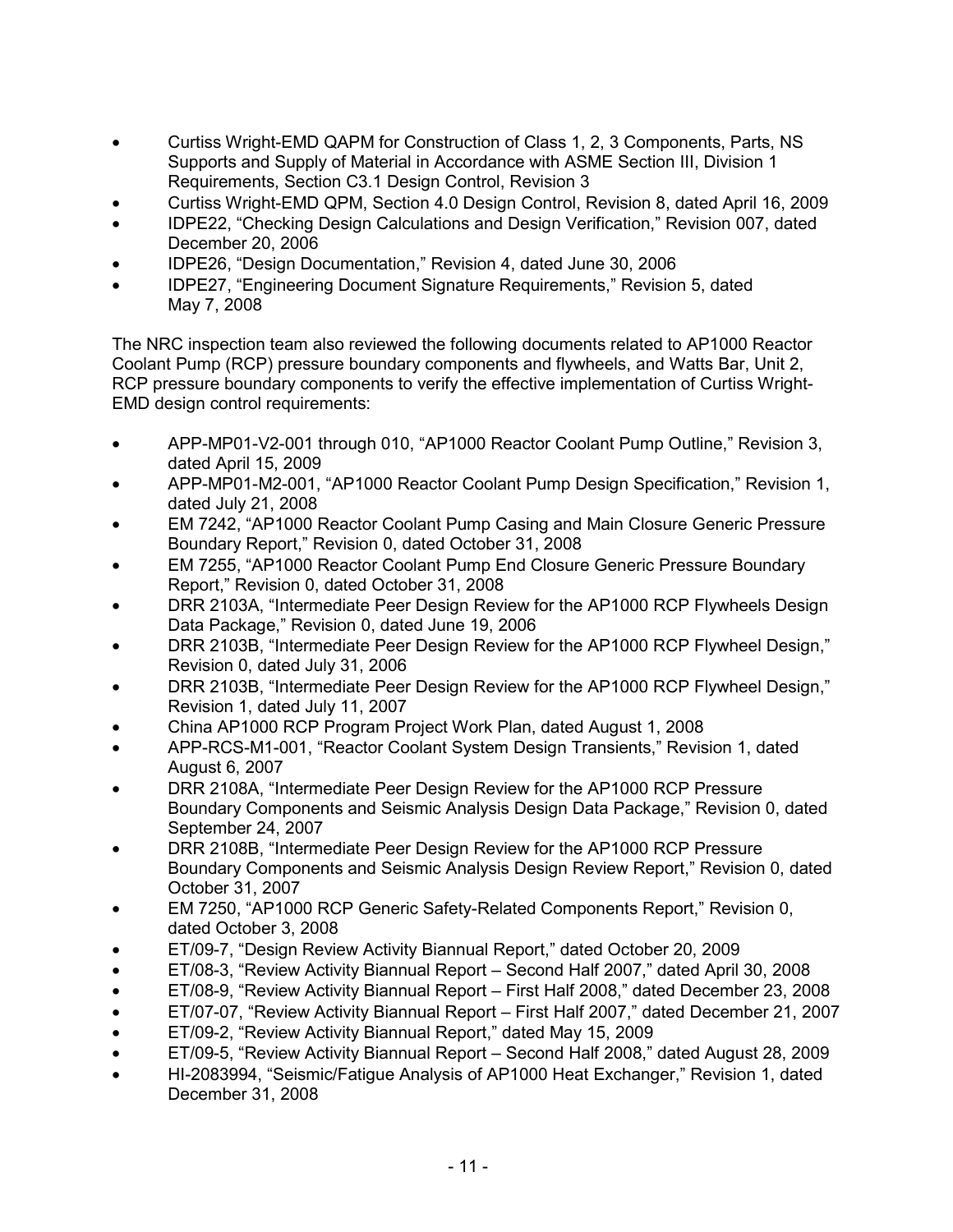- Curtiss Wright-EMD QAPM for Construction of Class 1, 2, 3 Components, Parts, NS Supports and Supply of Material in Accordance with ASME Section III, Division 1 Requirements, Section C3.1 Design Control, Revision 3
- Curtiss Wright-EMD QPM, Section 4.0 Design Control, Revision 8, dated April 16, 2009
- IDPE22, "Checking Design Calculations and Design Verification," Revision 007, dated December 20, 2006
- IDPE26, "Design Documentation," Revision 4, dated June 30, 2006
- IDPE27, "Engineering Document Signature Requirements," Revision 5, dated May 7, 2008

The NRC inspection team also reviewed the following documents related to AP1000 Reactor Coolant Pump (RCP) pressure boundary components and flywheels, and Watts Bar, Unit 2, RCP pressure boundary components to verify the effective implementation of Curtiss Wright-EMD design control requirements:

- APP-MP01-V2-001 through 010, "AP1000 Reactor Coolant Pump Outline," Revision 3, dated April 15, 2009
- APP-MP01-M2-001, "AP1000 Reactor Coolant Pump Design Specification," Revision 1, dated July 21, 2008
- EM 7242, "AP1000 Reactor Coolant Pump Casing and Main Closure Generic Pressure Boundary Report," Revision 0, dated October 31, 2008
- EM 7255, "AP1000 Reactor Coolant Pump End Closure Generic Pressure Boundary Report," Revision 0, dated October 31, 2008
- DRR 2103A, "Intermediate Peer Design Review for the AP1000 RCP Flywheels Design Data Package," Revision 0, dated June 19, 2006
- DRR 2103B, "Intermediate Peer Design Review for the AP1000 RCP Flywheel Design," Revision 0, dated July 31, 2006
- DRR 2103B, "Intermediate Peer Design Review for the AP1000 RCP Flywheel Design," Revision 1, dated July 11, 2007
- China AP1000 RCP Program Project Work Plan, dated August 1, 2008
- APP-RCS-M1-001, "Reactor Coolant System Design Transients," Revision 1, dated August 6, 2007
- DRR 2108A, "Intermediate Peer Design Review for the AP1000 RCP Pressure Boundary Components and Seismic Analysis Design Data Package," Revision 0, dated September 24, 2007
- DRR 2108B, "Intermediate Peer Design Review for the AP1000 RCP Pressure Boundary Components and Seismic Analysis Design Review Report," Revision 0, dated October 31, 2007
- EM 7250, "AP1000 RCP Generic Safety-Related Components Report," Revision 0, dated October 3, 2008
- ET/09-7, "Design Review Activity Biannual Report," dated October 20, 2009
- ET/08-3, "Review Activity Biannual Report – Second Half 2007," dated April 30, 2008
- ET/08-9, "Review Activity Biannual Report – First Half 2008," dated December 23, 2008
- ET/07-07, "Review Activity Biannual Report – First Half 2007," dated December 21, 2007
- ET/09-2, "Review Activity Biannual Report," dated May 15, 2009
- ET/09-5, "Review Activity Biannual Report – Second Half 2008," dated August 28, 2009
- HI-2083994, "Seismic/Fatigue Analysis of AP1000 Heat Exchanger," Revision 1, dated December 31, 2008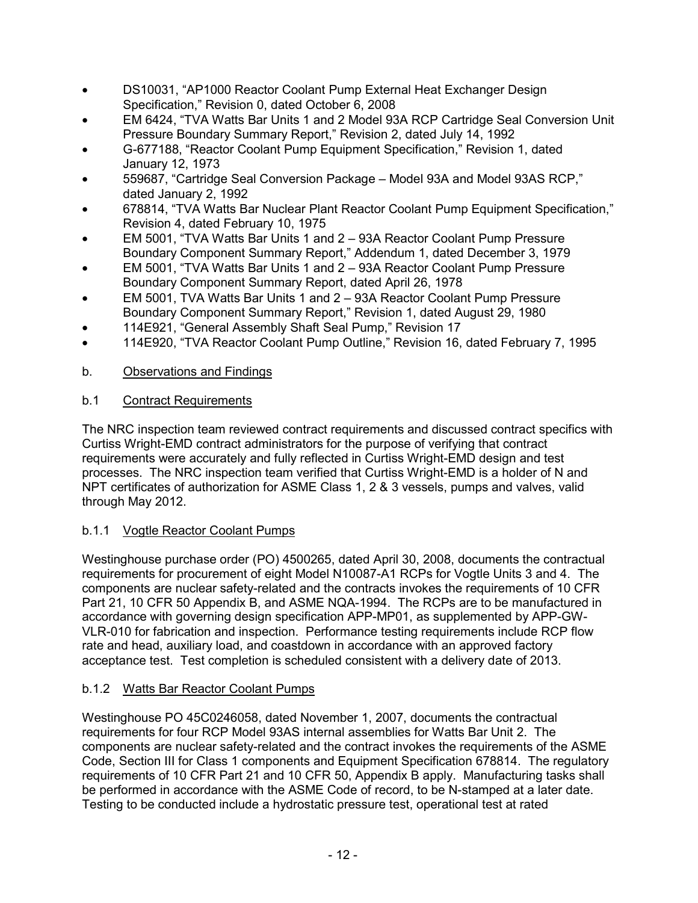- DS10031, "AP1000 Reactor Coolant Pump External Heat Exchanger Design Specification," Revision 0, dated October 6, 2008
- EM 6424, "TVA Watts Bar Units 1 and 2 Model 93A RCP Cartridge Seal Conversion Unit Pressure Boundary Summary Report," Revision 2, dated July 14, 1992
- G-677188, "Reactor Coolant Pump Equipment Specification," Revision 1, dated January 12, 1973
- 559687, "Cartridge Seal Conversion Package – Model 93A and Model 93AS RCP," dated January 2, 1992
- 678814, "TVA Watts Bar Nuclear Plant Reactor Coolant Pump Equipment Specification," Revision 4, dated February 10, 1975
- EM 5001, "TVA Watts Bar Units 1 and 2 – 93A Reactor Coolant Pump Pressure Boundary Component Summary Report," Addendum 1, dated December 3, 1979
- EM 5001, "TVA Watts Bar Units 1 and 2 – 93A Reactor Coolant Pump Pressure Boundary Component Summary Report, dated April 26, 1978
- EM 5001, TVA Watts Bar Units 1 and 2 – 93A Reactor Coolant Pump Pressure Boundary Component Summary Report," Revision 1, dated August 29, 1980
- 114E921, "General Assembly Shaft Seal Pump," Revision 17
- 114E920, "TVA Reactor Coolant Pump Outline," Revision 16, dated February 7, 1995

b. Observations and Findings

b.1 Contract Requirements

The NRC inspection team reviewed contract requirements and discussed contract specifics with Curtiss Wright-EMD contract administrators for the purpose of verifying that contract requirements were accurately and fully reflected in Curtiss Wright-EMD design and test processes. The NRC inspection team verified that Curtiss Wright-EMD is a holder of N and NPT certificates of authorization for ASME Class 1, 2 & 3 vessels, pumps and valves, valid through May 2012.

b.1.1 Vogtle Reactor Coolant Pumps

Westinghouse purchase order (PO) 4500265, dated April 30, 2008, documents the contractual requirements for procurement of eight Model N10087-A1 RCPs for Vogtle Units 3 and 4. The components are nuclear safety-related and the contracts invokes the requirements of 10 CFR Part 21, 10 CFR 50 Appendix B, and ASME NQA-1994. The RCPs are to be manufactured in accordance with governing design specification APP-MP01, as supplemented by APP-GW-VLR-010 for fabrication and inspection. Performance testing requirements include RCP flow rate and head, auxiliary load, and coastdown in accordance with an approved factory acceptance test. Test completion is scheduled consistent with a delivery date of 2013.

b.1.2 Watts Bar Reactor Coolant Pumps

Westinghouse PO 45C0246058, dated November 1, 2007, documents the contractual requirements for four RCP Model 93AS internal assemblies for Watts Bar Unit 2. The components are nuclear safety-related and the contract invokes the requirements of the ASME Code, Section III for Class 1 components and Equipment Specification 678814. The regulatory requirements of 10 CFR Part 21 and 10 CFR 50, Appendix B apply. Manufacturing tasks shall be performed in accordance with the ASME Code of record, to be N-stamped at a later date. Testing to be conducted include a hydrostatic pressure test, operational test at rated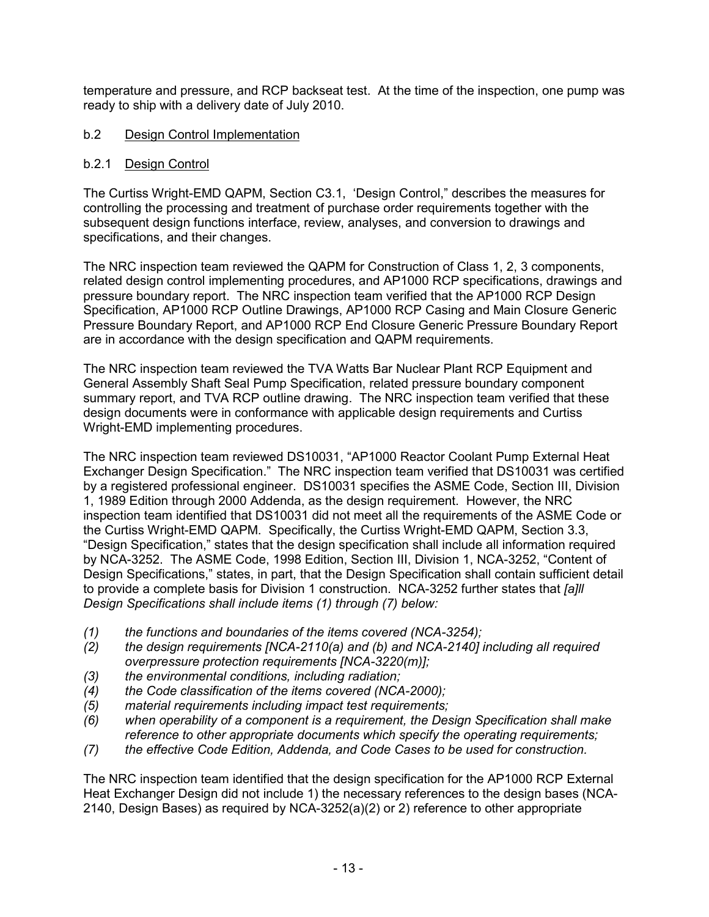temperature and pressure, and RCP backseat test. At the time of the inspection, one pump was ready to ship with a delivery date of July 2010.

b.2 Design Control Implementation

b.2.1 Design Control

The Curtiss Wright-EMD QAPM, Section C3.1, 'Design Control," describes the measures for controlling the processing and treatment of purchase order requirements together with the subsequent design functions interface, review, analyses, and conversion to drawings and specifications, and their changes.

The NRC inspection team reviewed the QAPM for Construction of Class 1, 2, 3 components, related design control implementing procedures, and AP1000 RCP specifications, drawings and pressure boundary report. The NRC inspection team verified that the AP1000 RCP Design Specification, AP1000 RCP Outline Drawings, AP1000 RCP Casing and Main Closure Generic Pressure Boundary Report, and AP1000 RCP End Closure Generic Pressure Boundary Report are in accordance with the design specification and QAPM requirements.

The NRC inspection team reviewed the TVA Watts Bar Nuclear Plant RCP Equipment and General Assembly Shaft Seal Pump Specification, related pressure boundary component summary report, and TVA RCP outline drawing. The NRC inspection team verified that these design documents were in conformance with applicable design requirements and Curtiss Wright-EMD implementing procedures.

The NRC inspection team reviewed DS10031, "AP1000 Reactor Coolant Pump External Heat Exchanger Design Specification." The NRC inspection team verified that DS10031 was certified by a registered professional engineer. DS10031 specifies the ASME Code, Section III, Division 1, 1989 Edition through 2000 Addenda, as the design requirement. However, the NRC inspection team identified that DS10031 did not meet all the requirements of the ASME Code or the Curtiss Wright-EMD QAPM. Specifically, the Curtiss Wright-EMD QAPM, Section 3.3, "Design Specification," states that the design specification shall include all information required by NCA-3252. The ASME Code, 1998 Edition, Section III, Division 1, NCA-3252, "Content of Design Specifications," states, in part, that the Design Specification shall contain sufficient detail to provide a complete basis for Division 1 construction. NCA-3252 further states that *[a]ll Design Specifications shall include items (1) through (7) below:*

- *(1) the functions and boundaries of the items covered (NCA-3254);*
- *(2) the design requirements [NCA-2110(a) and (b) and NCA-2140] including all required overpressure protection requirements [NCA-3220(m)];*
- *(3) the environmental conditions, including radiation;*
- *(4) the Code classification of the items covered (NCA-2000);*
- *(5) material requirements including impact test requirements;*
- *(6) when operability of a component is a requirement, the Design Specification shall make reference to other appropriate documents which specify the operating requirements;*
- *(7) the effective Code Edition, Addenda, and Code Cases to be used for construction.*

The NRC inspection team identified that the design specification for the AP1000 RCP External Heat Exchanger Design did not include 1) the necessary references to the design bases (NCA-2140, Design Bases) as required by NCA-3252(a)(2) or 2) reference to other appropriate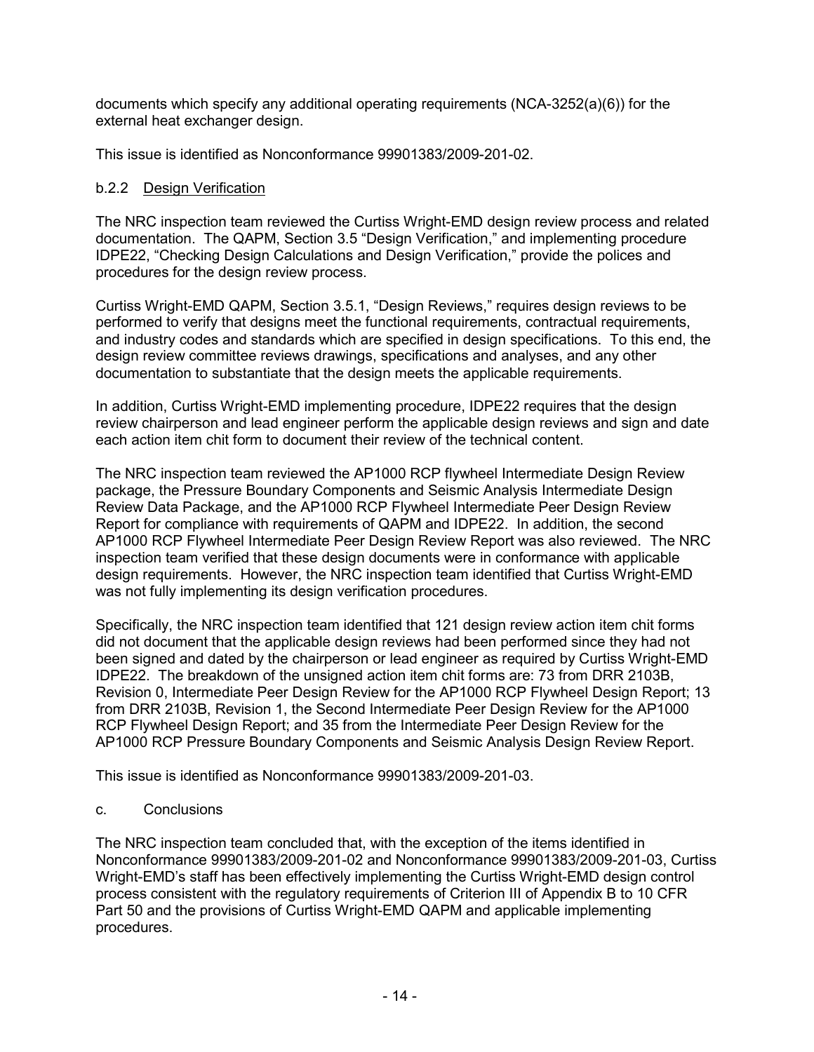documents which specify any additional operating requirements (NCA-3252(a)(6)) for the external heat exchanger design.

This issue is identified as Nonconformance 99901383/2009-201-02.

### b.2.2 Design Verification

The NRC inspection team reviewed the Curtiss Wright-EMD design review process and related documentation. The QAPM, Section 3.5 "Design Verification," and implementing procedure IDPE22, "Checking Design Calculations and Design Verification," provide the polices and procedures for the design review process.

Curtiss Wright-EMD QAPM, Section 3.5.1, "Design Reviews," requires design reviews to be performed to verify that designs meet the functional requirements, contractual requirements, and industry codes and standards which are specified in design specifications. To this end, the design review committee reviews drawings, specifications and analyses, and any other documentation to substantiate that the design meets the applicable requirements.

In addition, Curtiss Wright-EMD implementing procedure, IDPE22 requires that the design review chairperson and lead engineer perform the applicable design reviews and sign and date each action item chit form to document their review of the technical content.

The NRC inspection team reviewed the AP1000 RCP flywheel Intermediate Design Review package, the Pressure Boundary Components and Seismic Analysis Intermediate Design Review Data Package, and the AP1000 RCP Flywheel Intermediate Peer Design Review Report for compliance with requirements of QAPM and IDPE22. In addition, the second AP1000 RCP Flywheel Intermediate Peer Design Review Report was also reviewed. The NRC inspection team verified that these design documents were in conformance with applicable design requirements. However, the NRC inspection team identified that Curtiss Wright-EMD was not fully implementing its design verification procedures.

Specifically, the NRC inspection team identified that 121 design review action item chit forms did not document that the applicable design reviews had been performed since they had not been signed and dated by the chairperson or lead engineer as required by Curtiss Wright-EMD IDPE22. The breakdown of the unsigned action item chit forms are: 73 from DRR 2103B, Revision 0, Intermediate Peer Design Review for the AP1000 RCP Flywheel Design Report; 13 from DRR 2103B, Revision 1, the Second Intermediate Peer Design Review for the AP1000 RCP Flywheel Design Report; and 35 from the Intermediate Peer Design Review for the AP1000 RCP Pressure Boundary Components and Seismic Analysis Design Review Report.

This issue is identified as Nonconformance 99901383/2009-201-03.

### c. Conclusions

The NRC inspection team concluded that, with the exception of the items identified in Nonconformance 99901383/2009-201-02 and Nonconformance 99901383/2009-201-03, Curtiss Wright-EMD's staff has been effectively implementing the Curtiss Wright-EMD design control process consistent with the regulatory requirements of Criterion III of Appendix B to 10 CFR Part 50 and the provisions of Curtiss Wright-EMD QAPM and applicable implementing procedures.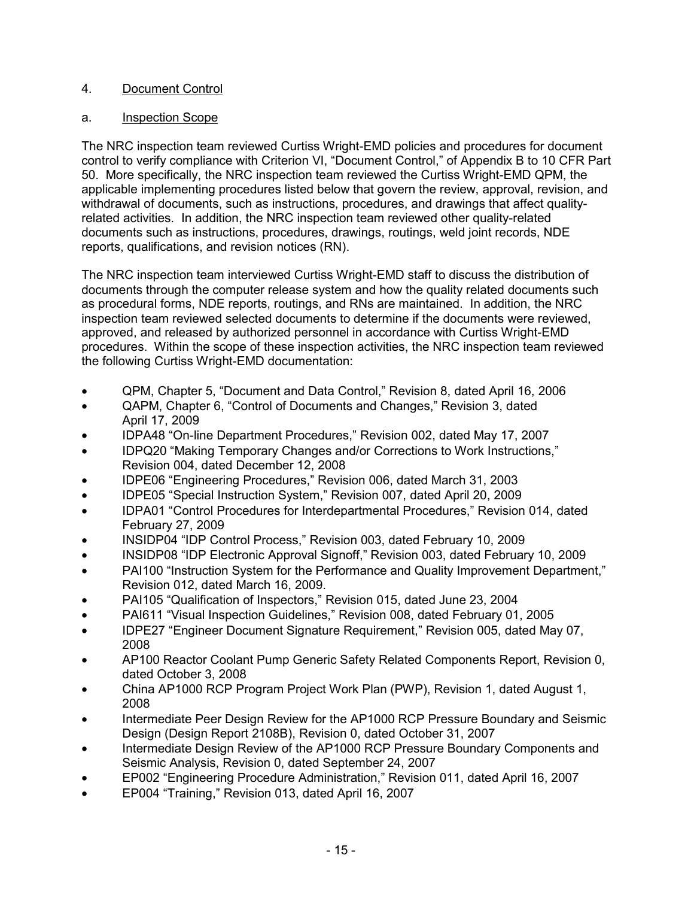## 4. Document Control

### a. Inspection Scope

The NRC inspection team reviewed Curtiss Wright-EMD policies and procedures for document control to verify compliance with Criterion VI, "Document Control," of Appendix B to 10 CFR Part 50. More specifically, the NRC inspection team reviewed the Curtiss Wright-EMD QPM, the applicable implementing procedures listed below that govern the review, approval, revision, and withdrawal of documents, such as instructions, procedures, and drawings that affect quality-related activities. In addition, the NRC inspection team reviewed other quality-related documents such as instructions, procedures, drawings, routings, weld joint records, NDE reports, qualifications, and revision notices (RN).

The NRC inspection team interviewed Curtiss Wright-EMD staff to discuss the distribution of documents through the computer release system and how the quality related documents such as procedural forms, NDE reports, routings, and RNs are maintained. In addition, the NRC inspection team reviewed selected documents to determine if the documents were reviewed, approved, and released by authorized personnel in accordance with Curtiss Wright-EMD procedures. Within the scope of these inspection activities, the NRC inspection team reviewed the following Curtiss Wright-EMD documentation:

- QPM, Chapter 5, "Document and Data Control," Revision 8, dated April 16, 2006
- QAPM, Chapter 6, "Control of Documents and Changes," Revision 3, dated April 17, 2009
- IDPA48 "On-line Department Procedures," Revision 002, dated May 17, 2007
- IDPQ20 "Making Temporary Changes and/or Corrections to Work Instructions," Revision 004, dated December 12, 2008
- IDPE06 "Engineering Procedures," Revision 006, dated March 31, 2003
- IDPE05 "Special Instruction System," Revision 007, dated April 20, 2009
- IDPA01 "Control Procedures for Interdepartmental Procedures," Revision 014, dated February 27, 2009
- INSIDP04 "IDP Control Process," Revision 003, dated February 10, 2009
- INSIDP08 "IDP Electronic Approval Signoff," Revision 003, dated February 10, 2009
- PAI100 "Instruction System for the Performance and Quality Improvement Department," Revision 012, dated March 16, 2009.
- PAI105 "Qualification of Inspectors," Revision 015, dated June 23, 2004
- PAI611 "Visual Inspection Guidelines," Revision 008, dated February 01, 2005
- IDPE27 "Engineer Document Signature Requirement," Revision 005, dated May 07, 2008
- AP100 Reactor Coolant Pump Generic Safety Related Components Report, Revision 0, dated October 3, 2008
- China AP1000 RCP Program Project Work Plan (PWP), Revision 1, dated August 1, 2008
- Intermediate Peer Design Review for the AP1000 RCP Pressure Boundary and Seismic Design (Design Report 2108B), Revision 0, dated October 31, 2007
- Intermediate Design Review of the AP1000 RCP Pressure Boundary Components and Seismic Analysis, Revision 0, dated September 24, 2007
- EP002 "Engineering Procedure Administration," Revision 011, dated April 16, 2007
- EP004 "Training," Revision 013, dated April 16, 2007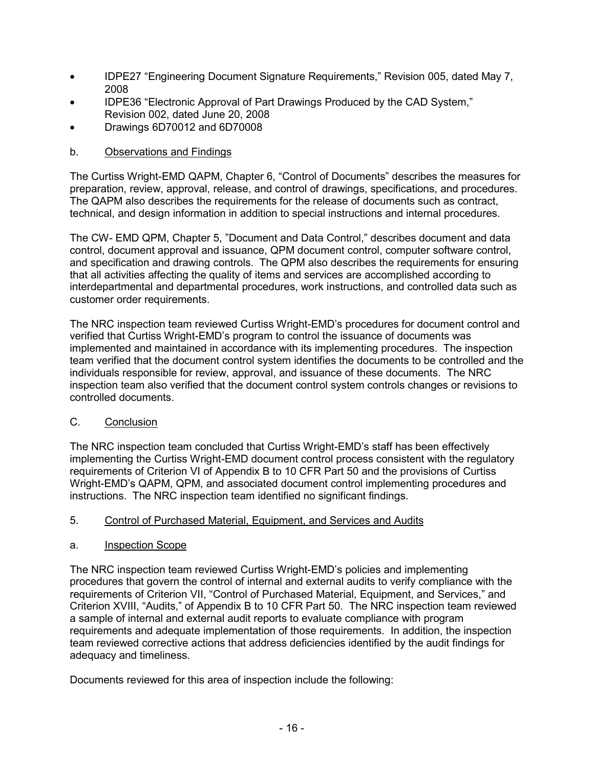- IDPE27 "Engineering Document Signature Requirements," Revision 005, dated May 7, 2008
- IDPE36 "Electronic Approval of Part Drawings Produced by the CAD System," Revision 002, dated June 20, 2008
- Drawings 6D70012 and 6D70008

b. Observations and Findings

The Curtiss Wright-EMD QAPM, Chapter 6, "Control of Documents" describes the measures for preparation, review, approval, release, and control of drawings, specifications, and procedures. The QAPM also describes the requirements for the release of documents such as contract, technical, and design information in addition to special instructions and internal procedures.

The CW- EMD QPM, Chapter 5, "Document and Data Control," describes document and data control, document approval and issuance, QPM document control, computer software control, and specification and drawing controls. The QPM also describes the requirements for ensuring that all activities affecting the quality of items and services are accomplished according to interdepartmental and departmental procedures, work instructions, and controlled data such as customer order requirements.

The NRC inspection team reviewed Curtiss Wright-EMD's procedures for document control and verified that Curtiss Wright-EMD's program to control the issuance of documents was implemented and maintained in accordance with its implementing procedures. The inspection team verified that the document control system identifies the documents to be controlled and the individuals responsible for review, approval, and issuance of these documents. The NRC inspection team also verified that the document control system controls changes or revisions to controlled documents.

C. Conclusion

The NRC inspection team concluded that Curtiss Wright-EMD's staff has been effectively implementing the Curtiss Wright-EMD document control process consistent with the regulatory requirements of Criterion VI of Appendix B to 10 CFR Part 50 and the provisions of Curtiss Wright-EMD's QAPM, QPM, and associated document control implementing procedures and instructions. The NRC inspection team identified no significant findings.

5. Control of Purchased Material, Equipment, and Services and Audits

a. Inspection Scope

The NRC inspection team reviewed Curtiss Wright-EMD's policies and implementing procedures that govern the control of internal and external audits to verify compliance with the requirements of Criterion VII, "Control of Purchased Material, Equipment, and Services," and Criterion XVIII, "Audits," of Appendix B to 10 CFR Part 50. The NRC inspection team reviewed a sample of internal and external audit reports to evaluate compliance with program requirements and adequate implementation of those requirements. In addition, the inspection team reviewed corrective actions that address deficiencies identified by the audit findings for adequacy and timeliness.

Documents reviewed for this area of inspection include the following: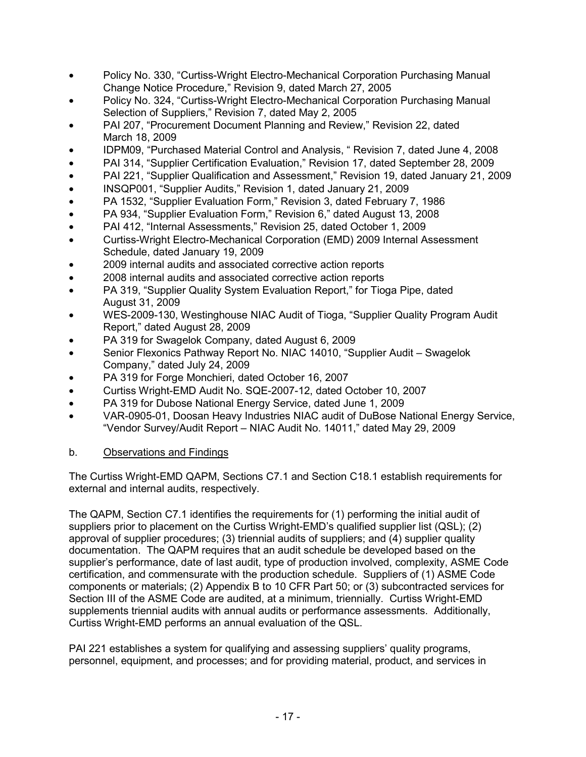- Policy No. 330, "Curtiss-Wright Electro-Mechanical Corporation Purchasing Manual Change Notice Procedure," Revision 9, dated March 27, 2005
- Policy No. 324, "Curtiss-Wright Electro-Mechanical Corporation Purchasing Manual Selection of Suppliers," Revision 7, dated May 2, 2005
- PAI 207, "Procurement Document Planning and Review," Revision 22, dated March 18, 2009
- IDPM09, "Purchased Material Control and Analysis, " Revision 7, dated June 4, 2008
- PAI 314, "Supplier Certification Evaluation," Revision 17, dated September 28, 2009
- PAI 221, "Supplier Qualification and Assessment," Revision 19, dated January 21, 2009
- INSQP001, "Supplier Audits," Revision 1, dated January 21, 2009
- PA 1532, "Supplier Evaluation Form," Revision 3, dated February 7, 1986
- PA 934, "Supplier Evaluation Form," Revision 6," dated August 13, 2008
- PAI 412, "Internal Assessments," Revision 25, dated October 1, 2009
- Curtiss-Wright Electro-Mechanical Corporation (EMD) 2009 Internal Assessment Schedule, dated January 19, 2009
- 2009 internal audits and associated corrective action reports
- 2008 internal audits and associated corrective action reports
- PA 319, "Supplier Quality System Evaluation Report," for Tioga Pipe, dated August 31, 2009
- WES-2009-130, Westinghouse NIAC Audit of Tioga, "Supplier Quality Program Audit Report," dated August 28, 2009
- PA 319 for Swagelok Company, dated August 6, 2009
- Senior Flexonics Pathway Report No. NIAC 14010, "Supplier Audit – Swagelok Company," dated July 24, 2009
- PA 319 for Forge Monchieri, dated October 16, 2007
- Curtiss Wright-EMD Audit No. SQE-2007-12, dated October 10, 2007
- PA 319 for Dubose National Energy Service, dated June 1, 2009
- VAR-0905-01, Doosan Heavy Industries NIAC audit of DuBose National Energy Service, "Vendor Survey/Audit Report – NIAC Audit No. 14011," dated May 29, 2009

b. Observations and Findings

The Curtiss Wright-EMD QAPM, Sections C7.1 and Section C18.1 establish requirements for external and internal audits, respectively.

The QAPM, Section C7.1 identifies the requirements for (1) performing the initial audit of suppliers prior to placement on the Curtiss Wright-EMD's qualified supplier list (QSL); (2) approval of supplier procedures; (3) triennial audits of suppliers; and (4) supplier quality documentation. The QAPM requires that an audit schedule be developed based on the supplier's performance, date of last audit, type of production involved, complexity, ASME Code certification, and commensurate with the production schedule. Suppliers of (1) ASME Code components or materials; (2) Appendix B to 10 CFR Part 50; or (3) subcontracted services for Section III of the ASME Code are audited, at a minimum, triennially. Curtiss Wright-EMD supplements triennial audits with annual audits or performance assessments. Additionally, Curtiss Wright-EMD performs an annual evaluation of the QSL.

PAI 221 establishes a system for qualifying and assessing suppliers' quality programs, personnel, equipment, and processes; and for providing material, product, and services in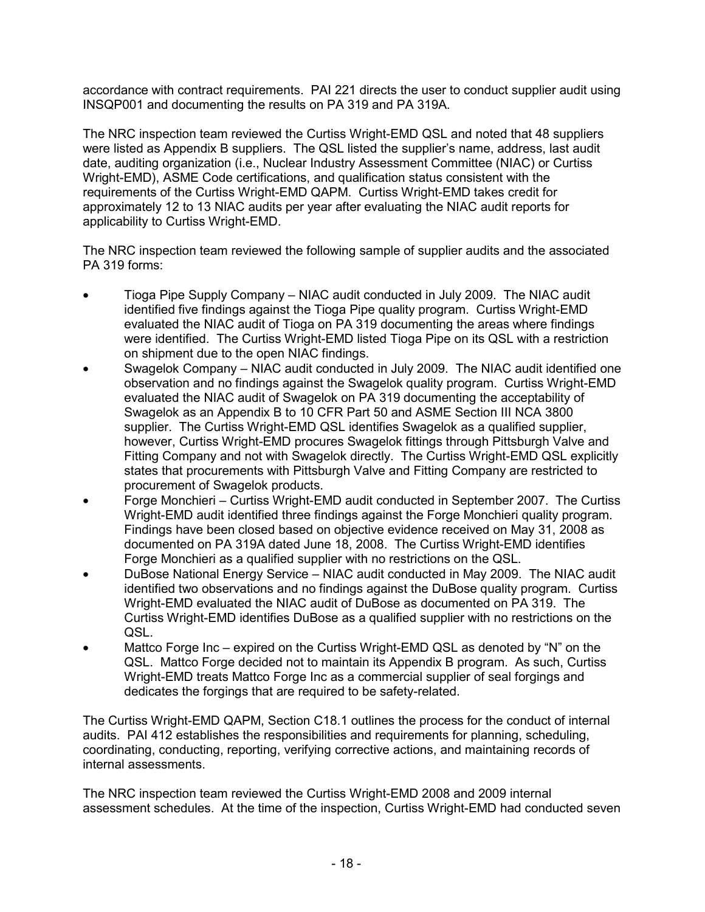accordance with contract requirements. PAI 221 directs the user to conduct supplier audit using INSQP001 and documenting the results on PA 319 and PA 319A.

The NRC inspection team reviewed the Curtiss Wright-EMD QSL and noted that 48 suppliers were listed as Appendix B suppliers. The QSL listed the supplier's name, address, last audit date, auditing organization (i.e., Nuclear Industry Assessment Committee (NIAC) or Curtiss Wright-EMD), ASME Code certifications, and qualification status consistent with the requirements of the Curtiss Wright-EMD QAPM. Curtiss Wright-EMD takes credit for approximately 12 to 13 NIAC audits per year after evaluating the NIAC audit reports for applicability to Curtiss Wright-EMD.

The NRC inspection team reviewed the following sample of supplier audits and the associated PA 319 forms:

- Tioga Pipe Supply Company – NIAC audit conducted in July 2009. The NIAC audit identified five findings against the Tioga Pipe quality program. Curtiss Wright-EMD evaluated the NIAC audit of Tioga on PA 319 documenting the areas where findings were identified. The Curtiss Wright-EMD listed Tioga Pipe on its QSL with a restriction on shipment due to the open NIAC findings.
- Swagelok Company – NIAC audit conducted in July 2009. The NIAC audit identified one observation and no findings against the Swagelok quality program. Curtiss Wright-EMD evaluated the NIAC audit of Swagelok on PA 319 documenting the acceptability of Swagelok as an Appendix B to 10 CFR Part 50 and ASME Section III NCA 3800 supplier. The Curtiss Wright-EMD QSL identifies Swagelok as a qualified supplier, however, Curtiss Wright-EMD procures Swagelok fittings through Pittsburgh Valve and Fitting Company and not with Swagelok directly. The Curtiss Wright-EMD QSL explicitly states that procurements with Pittsburgh Valve and Fitting Company are restricted to procurement of Swagelok products.
- Forge Monchieri – Curtiss Wright-EMD audit conducted in September 2007. The Curtiss Wright-EMD audit identified three findings against the Forge Monchieri quality program. Findings have been closed based on objective evidence received on May 31, 2008 as documented on PA 319A dated June 18, 2008. The Curtiss Wright-EMD identifies Forge Monchieri as a qualified supplier with no restrictions on the QSL.
- DuBose National Energy Service – NIAC audit conducted in May 2009. The NIAC audit identified two observations and no findings against the DuBose quality program. Curtiss Wright-EMD evaluated the NIAC audit of DuBose as documented on PA 319. The Curtiss Wright-EMD identifies DuBose as a qualified supplier with no restrictions on the QSL.
- Mattco Forge Inc – expired on the Curtiss Wright-EMD QSL as denoted by "N" on the QSL. Mattco Forge decided not to maintain its Appendix B program. As such, Curtiss Wright-EMD treats Mattco Forge Inc as a commercial supplier of seal forgings and dedicates the forgings that are required to be safety-related.

The Curtiss Wright-EMD QAPM, Section C18.1 outlines the process for the conduct of internal audits. PAI 412 establishes the responsibilities and requirements for planning, scheduling, coordinating, conducting, reporting, verifying corrective actions, and maintaining records of internal assessments.

The NRC inspection team reviewed the Curtiss Wright-EMD 2008 and 2009 internal assessment schedules. At the time of the inspection, Curtiss Wright-EMD had conducted seven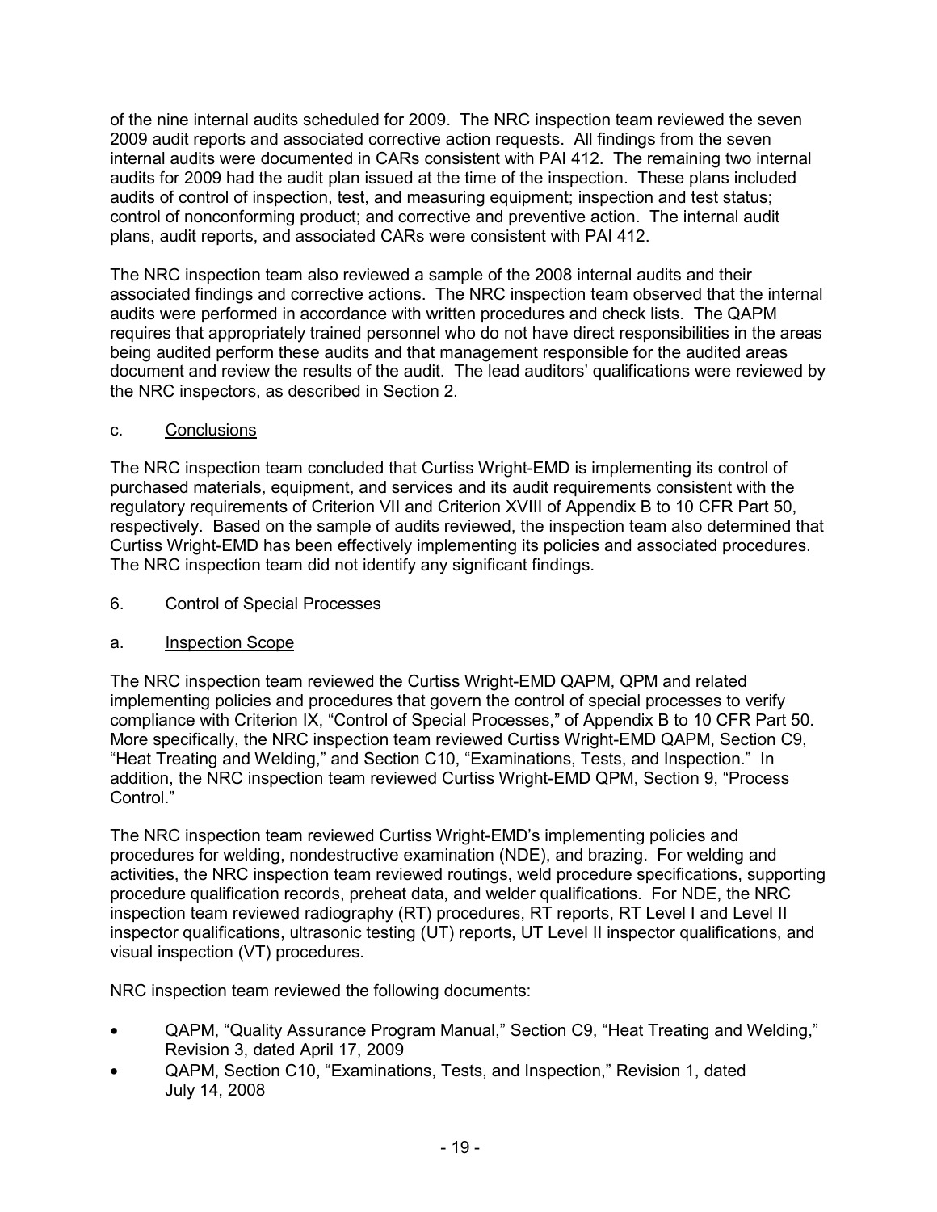of the nine internal audits scheduled for 2009. The NRC inspection team reviewed the seven 2009 audit reports and associated corrective action requests. All findings from the seven internal audits were documented in CARs consistent with PAI 412. The remaining two internal audits for 2009 had the audit plan issued at the time of the inspection. These plans included audits of control of inspection, test, and measuring equipment; inspection and test status; control of nonconforming product; and corrective and preventive action. The internal audit plans, audit reports, and associated CARs were consistent with PAI 412.

The NRC inspection team also reviewed a sample of the 2008 internal audits and their associated findings and corrective actions. The NRC inspection team observed that the internal audits were performed in accordance with written procedures and check lists. The QAPM requires that appropriately trained personnel who do not have direct responsibilities in the areas being audited perform these audits and that management responsible for the audited areas document and review the results of the audit. The lead auditors' qualifications were reviewed by the NRC inspectors, as described in Section 2.

c. Conclusions

The NRC inspection team concluded that Curtiss Wright-EMD is implementing its control of purchased materials, equipment, and services and its audit requirements consistent with the regulatory requirements of Criterion VII and Criterion XVIII of Appendix B to 10 CFR Part 50, respectively. Based on the sample of audits reviewed, the inspection team also determined that Curtiss Wright-EMD has been effectively implementing its policies and associated procedures. The NRC inspection team did not identify any significant findings.

## 6. Control of Special Processes

a. Inspection Scope

The NRC inspection team reviewed the Curtiss Wright-EMD QAPM, QPM and related implementing policies and procedures that govern the control of special processes to verify compliance with Criterion IX, "Control of Special Processes," of Appendix B to 10 CFR Part 50. More specifically, the NRC inspection team reviewed Curtiss Wright-EMD QAPM, Section C9, "Heat Treating and Welding," and Section C10, "Examinations, Tests, and Inspection." In addition, the NRC inspection team reviewed Curtiss Wright-EMD QPM, Section 9, "Process Control."

The NRC inspection team reviewed Curtiss Wright-EMD's implementing policies and procedures for welding, nondestructive examination (NDE), and brazing. For welding and activities, the NRC inspection team reviewed routings, weld procedure specifications, supporting procedure qualification records, preheat data, and welder qualifications. For NDE, the NRC inspection team reviewed radiography (RT) procedures, RT reports, RT Level I and Level II inspector qualifications, ultrasonic testing (UT) reports, UT Level II inspector qualifications, and visual inspection (VT) procedures.

NRC inspection team reviewed the following documents:

- QAPM, "Quality Assurance Program Manual," Section C9, "Heat Treating and Welding," Revision 3, dated April 17, 2009
- QAPM, Section C10, "Examinations, Tests, and Inspection," Revision 1, dated July 14, 2008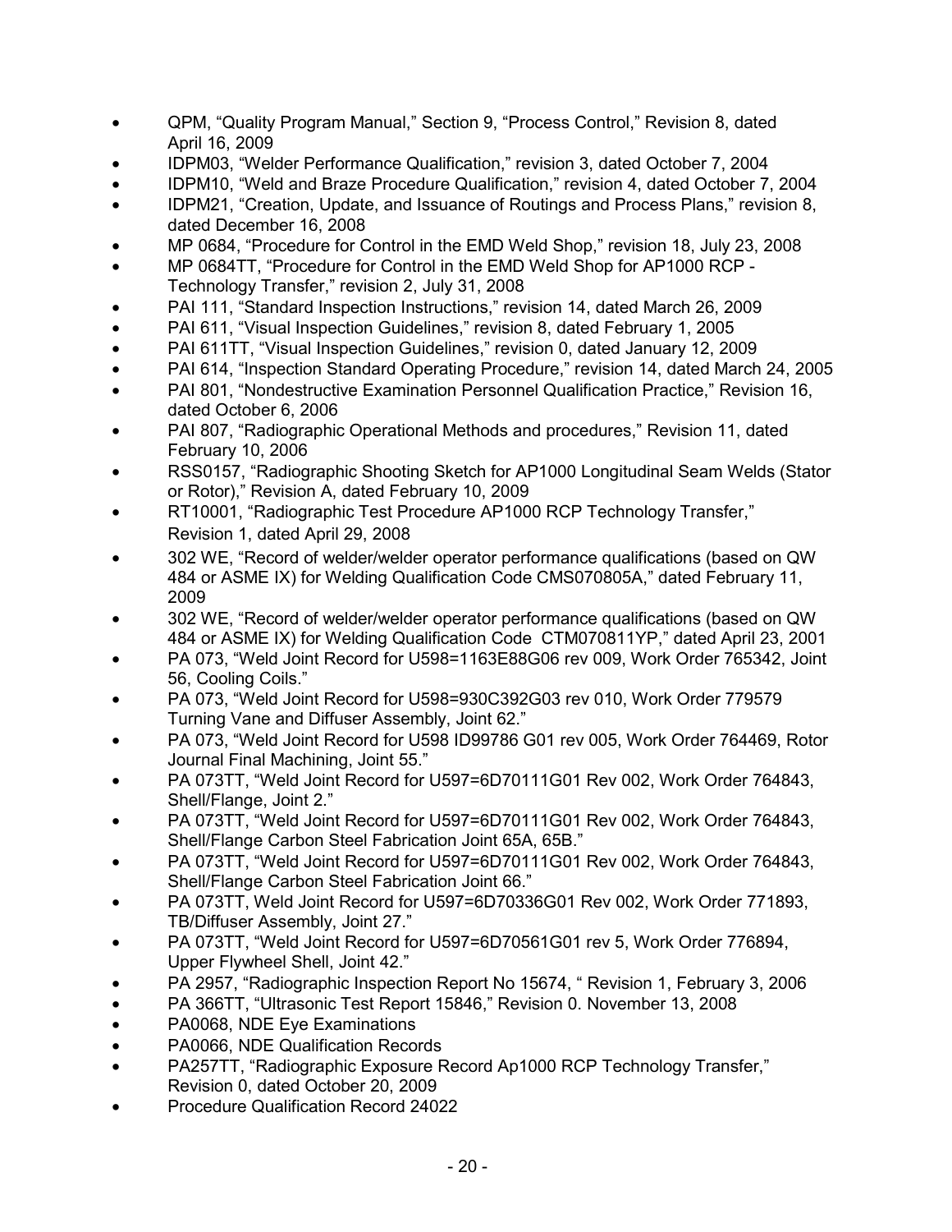- QPM, "Quality Program Manual," Section 9, "Process Control," Revision 8, dated April 16, 2009
- IDPM03, "Welder Performance Qualification," revision 3, dated October 7, 2004
- IDPM10, "Weld and Braze Procedure Qualification," revision 4, dated October 7, 2004
- IDPM21, "Creation, Update, and Issuance of Routings and Process Plans," revision 8, dated December 16, 2008
- MP 0684, "Procedure for Control in the EMD Weld Shop," revision 18, July 23, 2008
- MP 0684TT, "Procedure for Control in the EMD Weld Shop for AP1000 RCP - Technology Transfer," revision 2, July 31, 2008
- PAI 111, "Standard Inspection Instructions," revision 14, dated March 26, 2009
- PAI 611, "Visual Inspection Guidelines," revision 8, dated February 1, 2005
- PAI 611TT, "Visual Inspection Guidelines," revision 0, dated January 12, 2009
- PAI 614, "Inspection Standard Operating Procedure," revision 14, dated March 24, 2005
- PAI 801, "Nondestructive Examination Personnel Qualification Practice," Revision 16, dated October 6, 2006
- PAI 807, "Radiographic Operational Methods and procedures," Revision 11, dated February 10, 2006
- RSS0157, "Radiographic Shooting Sketch for AP1000 Longitudinal Seam Welds (Stator or Rotor)," Revision A, dated February 10, 2009
- RT10001, "Radiographic Test Procedure AP1000 RCP Technology Transfer," Revision 1, dated April 29, 2008
- 302 WE, "Record of welder/welder operator performance qualifications (based on QW 484 or ASME IX) for Welding Qualification Code CMS070805A," dated February 11, 2009
- 302 WE, "Record of welder/welder operator performance qualifications (based on QW 484 or ASME IX) for Welding Qualification Code CTM070811YP," dated April 23, 2001
- PA 073, "Weld Joint Record for U598=1163E88G06 rev 009, Work Order 765342, Joint 56, Cooling Coils."
- PA 073, "Weld Joint Record for U598=930C392G03 rev 010, Work Order 779579 Turning Vane and Diffuser Assembly, Joint 62."
- PA 073, "Weld Joint Record for U598 ID99786 G01 rev 005, Work Order 764469, Rotor Journal Final Machining, Joint 55."
- PA 073TT, "Weld Joint Record for U597=6D70111G01 Rev 002, Work Order 764843, Shell/Flange, Joint 2."
- PA 073TT, "Weld Joint Record for U597=6D70111G01 Rev 002, Work Order 764843, Shell/Flange Carbon Steel Fabrication Joint 65A, 65B."
- PA 073TT, "Weld Joint Record for U597=6D70111G01 Rev 002, Work Order 764843, Shell/Flange Carbon Steel Fabrication Joint 66."
- PA 073TT, Weld Joint Record for U597=6D70336G01 Rev 002, Work Order 771893, TB/Diffuser Assembly, Joint 27."
- PA 073TT, "Weld Joint Record for U597=6D70561G01 rev 5, Work Order 776894, Upper Flywheel Shell, Joint 42."
- PA 2957, "Radiographic Inspection Report No 15674, " Revision 1, February 3, 2006
- PA 366TT, "Ultrasonic Test Report 15846," Revision 0. November 13, 2008
- PA0068, NDE Eye Examinations
- PA0066, NDE Qualification Records
- PA257TT, "Radiographic Exposure Record Ap1000 RCP Technology Transfer," Revision 0, dated October 20, 2009
- Procedure Qualification Record 24022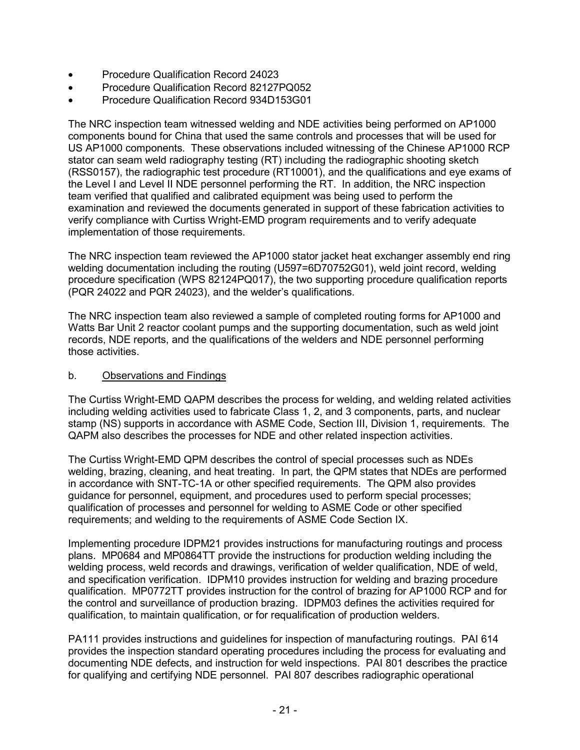- Procedure Qualification Record 24023
- Procedure Qualification Record 82127PQ052
- Procedure Qualification Record 934D153G01

The NRC inspection team witnessed welding and NDE activities being performed on AP1000 components bound for China that used the same controls and processes that will be used for US AP1000 components. These observations included witnessing of the Chinese AP1000 RCP stator can seam weld radiography testing (RT) including the radiographic shooting sketch (RSS0157), the radiographic test procedure (RT10001), and the qualifications and eye exams of the Level I and Level II NDE personnel performing the RT. In addition, the NRC inspection team verified that qualified and calibrated equipment was being used to perform the examination and reviewed the documents generated in support of these fabrication activities to verify compliance with Curtiss Wright-EMD program requirements and to verify adequate implementation of those requirements.

The NRC inspection team reviewed the AP1000 stator jacket heat exchanger assembly end ring welding documentation including the routing (U597=6D70752G01), weld joint record, welding procedure specification (WPS 82124PQ017), the two supporting procedure qualification reports (PQR 24022 and PQR 24023), and the welder's qualifications.

The NRC inspection team also reviewed a sample of completed routing forms for AP1000 and Watts Bar Unit 2 reactor coolant pumps and the supporting documentation, such as weld joint records, NDE reports, and the qualifications of the welders and NDE personnel performing those activities.

b. <u>Observations and Findings</u>

The Curtiss Wright-EMD QAPM describes the process for welding, and welding related activities including welding activities used to fabricate Class 1, 2, and 3 components, parts, and nuclear stamp (NS) supports in accordance with ASME Code, Section III, Division 1, requirements. The QAPM also describes the processes for NDE and other related inspection activities.

The Curtiss Wright-EMD QPM describes the control of special processes such as NDEs welding, brazing, cleaning, and heat treating. In part, the QPM states that NDEs are performed in accordance with SNT-TC-1A or other specified requirements. The QPM also provides guidance for personnel, equipment, and procedures used to perform special processes; qualification of processes and personnel for welding to ASME Code or other specified requirements; and welding to the requirements of ASME Code Section IX.

Implementing procedure IDPM21 provides instructions for manufacturing routings and process plans. MP0684 and MP0864TT provide the instructions for production welding including the welding process, weld records and drawings, verification of welder qualification, NDE of weld, and specification verification. IDPM10 provides instruction for welding and brazing procedure qualification. MP0772TT provides instruction for the control of brazing for AP1000 RCP and for the control and surveillance of production brazing. IDPM03 defines the activities required for qualification, to maintain qualification, or for requalification of production welders.

PA111 provides instructions and guidelines for inspection of manufacturing routings. PAI 614 provides the inspection standard operating procedures including the process for evaluating and documenting NDE defects, and instruction for weld inspections. PAI 801 describes the practice for qualifying and certifying NDE personnel. PAI 807 describes radiographic operational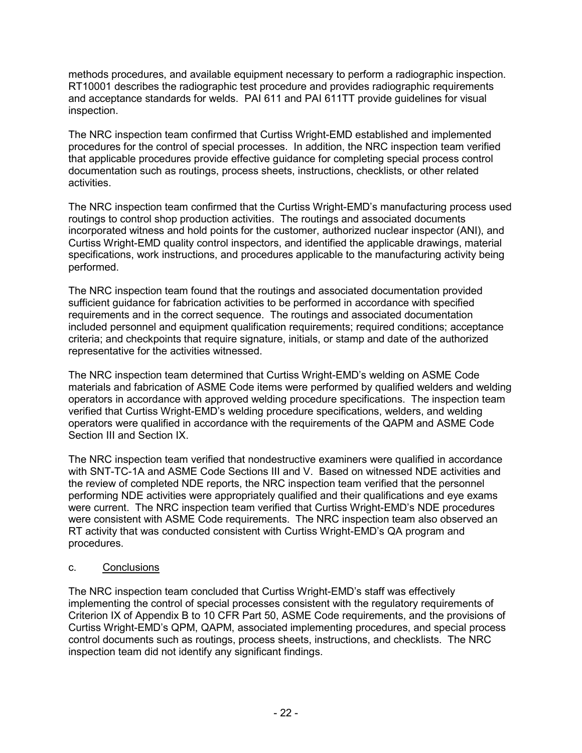methods procedures, and available equipment necessary to perform a radiographic inspection. RT10001 describes the radiographic test procedure and provides radiographic requirements and acceptance standards for welds. PAI 611 and PAI 611TT provide guidelines for visual inspection.

The NRC inspection team confirmed that Curtiss Wright-EMD established and implemented procedures for the control of special processes. In addition, the NRC inspection team verified that applicable procedures provide effective guidance for completing special process control documentation such as routings, process sheets, instructions, checklists, or other related activities.

The NRC inspection team confirmed that the Curtiss Wright-EMD's manufacturing process used routings to control shop production activities. The routings and associated documents incorporated witness and hold points for the customer, authorized nuclear inspector (ANI), and Curtiss Wright-EMD quality control inspectors, and identified the applicable drawings, material specifications, work instructions, and procedures applicable to the manufacturing activity being performed.

The NRC inspection team found that the routings and associated documentation provided sufficient guidance for fabrication activities to be performed in accordance with specified requirements and in the correct sequence. The routings and associated documentation included personnel and equipment qualification requirements; required conditions; acceptance criteria; and checkpoints that require signature, initials, or stamp and date of the authorized representative for the activities witnessed.

The NRC inspection team determined that Curtiss Wright-EMD's welding on ASME Code materials and fabrication of ASME Code items were performed by qualified welders and welding operators in accordance with approved welding procedure specifications. The inspection team verified that Curtiss Wright-EMD's welding procedure specifications, welders, and welding operators were qualified in accordance with the requirements of the QAPM and ASME Code Section III and Section IX.

The NRC inspection team verified that nondestructive examiners were qualified in accordance with SNT-TC-1A and ASME Code Sections III and V. Based on witnessed NDE activities and the review of completed NDE reports, the NRC inspection team verified that the personnel performing NDE activities were appropriately qualified and their qualifications and eye exams were current. The NRC inspection team verified that Curtiss Wright-EMD's NDE procedures were consistent with ASME Code requirements. The NRC inspection team also observed an RT activity that was conducted consistent with Curtiss Wright-EMD's QA program and procedures.

c. Conclusions

The NRC inspection team concluded that Curtiss Wright-EMD's staff was effectively implementing the control of special processes consistent with the regulatory requirements of Criterion IX of Appendix B to 10 CFR Part 50, ASME Code requirements, and the provisions of Curtiss Wright-EMD's QPM, QAPM, associated implementing procedures, and special process control documents such as routings, process sheets, instructions, and checklists. The NRC inspection team did not identify any significant findings.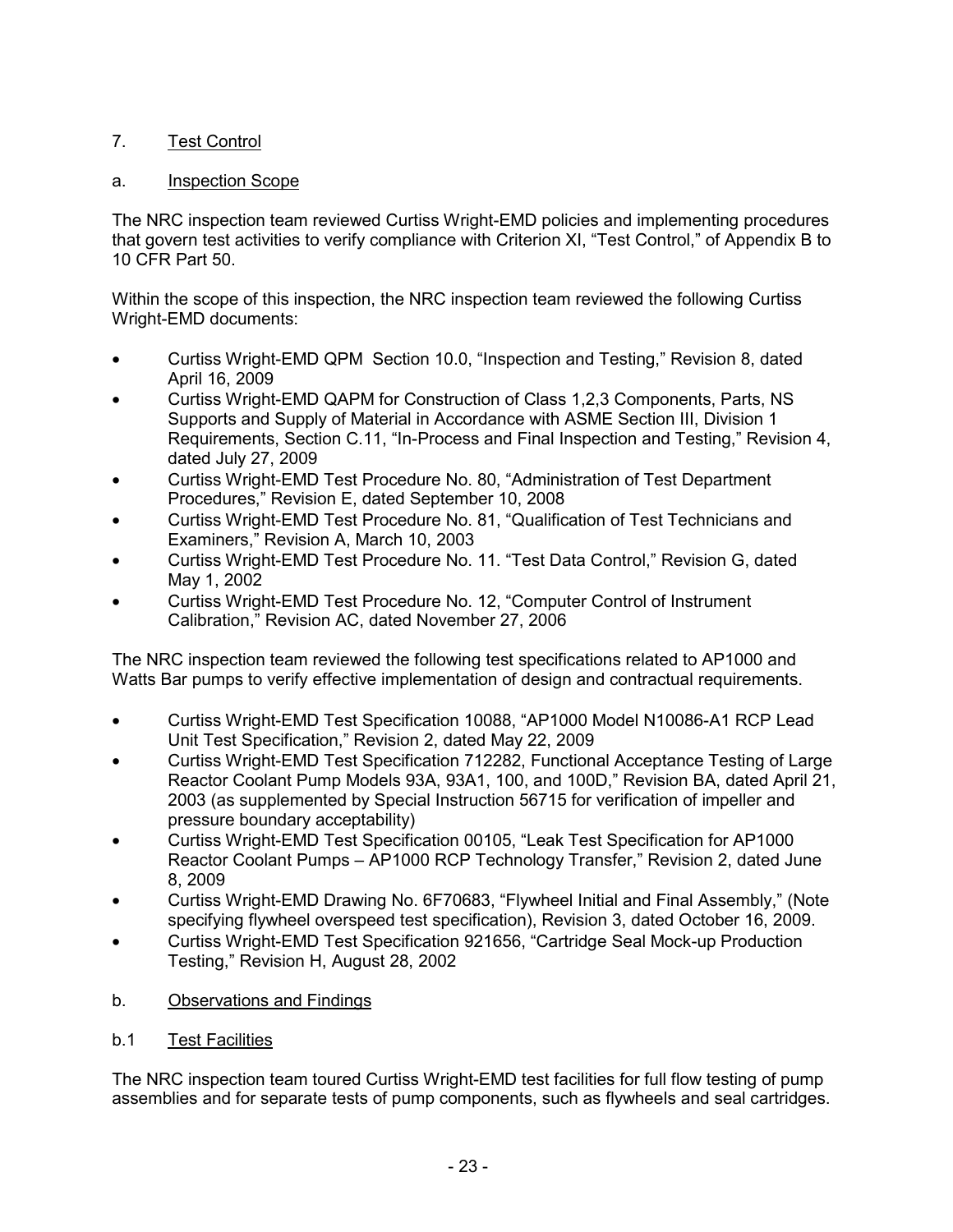## 7. Test Control

### a. Inspection Scope

The NRC inspection team reviewed Curtiss Wright-EMD policies and implementing procedures that govern test activities to verify compliance with Criterion XI, "Test Control," of Appendix B to 10 CFR Part 50.

Within the scope of this inspection, the NRC inspection team reviewed the following Curtiss Wright-EMD documents:

- Curtiss Wright-EMD QPM Section 10.0, "Inspection and Testing," Revision 8, dated April 16, 2009
- Curtiss Wright-EMD QAPM for Construction of Class 1,2,3 Components, Parts, NS Supports and Supply of Material in Accordance with ASME Section III, Division 1 Requirements, Section C.11, "In-Process and Final Inspection and Testing," Revision 4, dated July 27, 2009
- Curtiss Wright-EMD Test Procedure No. 80, "Administration of Test Department Procedures," Revision E, dated September 10, 2008
- Curtiss Wright-EMD Test Procedure No. 81, "Qualification of Test Technicians and Examiners," Revision A, March 10, 2003
- Curtiss Wright-EMD Test Procedure No. 11. "Test Data Control," Revision G, dated May 1, 2002
- Curtiss Wright-EMD Test Procedure No. 12, "Computer Control of Instrument Calibration," Revision AC, dated November 27, 2006

The NRC inspection team reviewed the following test specifications related to AP1000 and Watts Bar pumps to verify effective implementation of design and contractual requirements.

- Curtiss Wright-EMD Test Specification 10088, "AP1000 Model N10086-A1 RCP Lead Unit Test Specification," Revision 2, dated May 22, 2009
- Curtiss Wright-EMD Test Specification 712282, Functional Acceptance Testing of Large Reactor Coolant Pump Models 93A, 93A1, 100, and 100D," Revision BA, dated April 21, 2003 (as supplemented by Special Instruction 56715 for verification of impeller and pressure boundary acceptability)
- Curtiss Wright-EMD Test Specification 00105, "Leak Test Specification for AP1000 Reactor Coolant Pumps – AP1000 RCP Technology Transfer," Revision 2, dated June 8, 2009
- Curtiss Wright-EMD Drawing No. 6F70683, "Flywheel Initial and Final Assembly," (Note specifying flywheel overspeed test specification), Revision 3, dated October 16, 2009.
- Curtiss Wright-EMD Test Specification 921656, "Cartridge Seal Mock-up Production Testing," Revision H, August 28, 2002

### b. Observations and Findings

#### b.1 Test Facilities

The NRC inspection team toured Curtiss Wright-EMD test facilities for full flow testing of pump assemblies and for separate tests of pump components, such as flywheels and seal cartridges.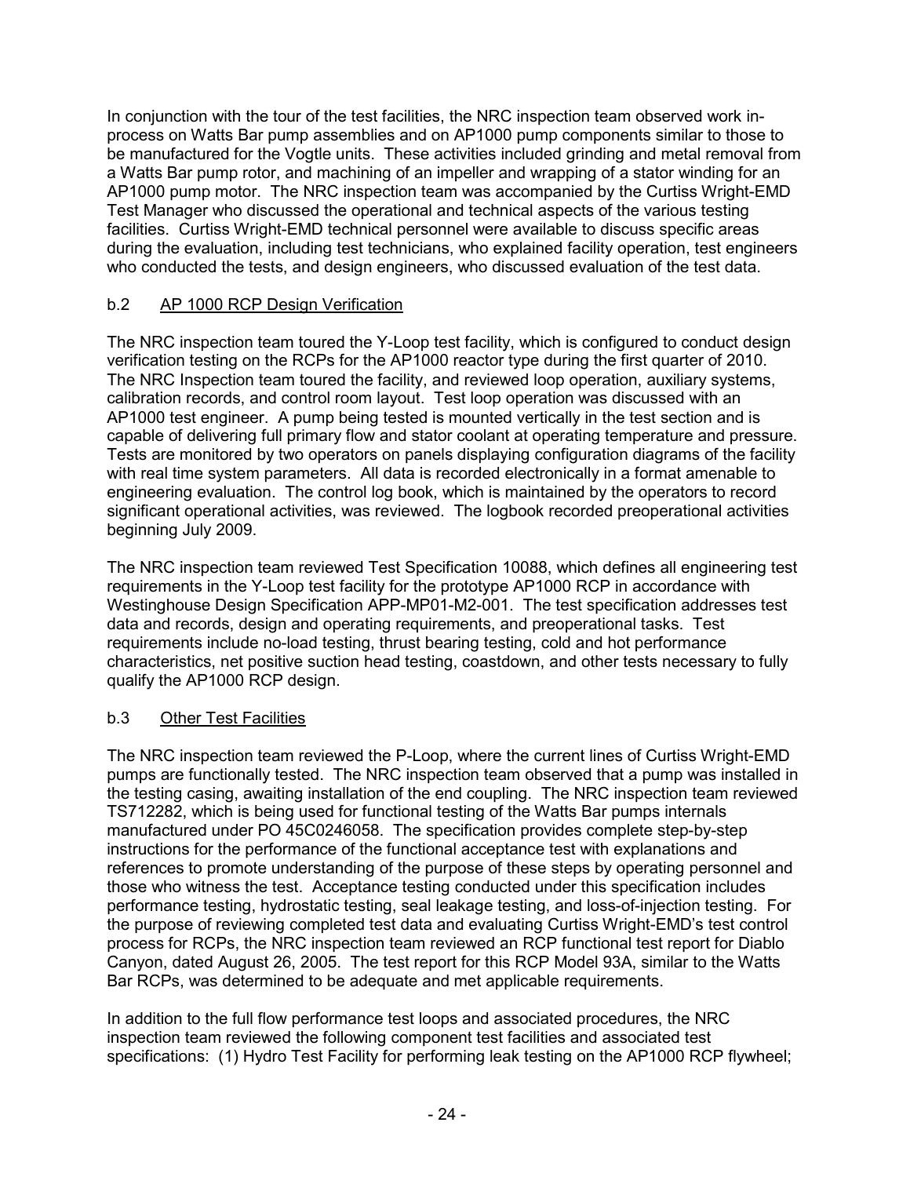In conjunction with the tour of the test facilities, the NRC inspection team observed work in-process on Watts Bar pump assemblies and on AP1000 pump components similar to those to be manufactured for the Vogtle units. These activities included grinding and metal removal from a Watts Bar pump rotor, and machining of an impeller and wrapping of a stator winding for an AP1000 pump motor. The NRC inspection team was accompanied by the Curtiss Wright-EMD Test Manager who discussed the operational and technical aspects of the various testing facilities. Curtiss Wright-EMD technical personnel were available to discuss specific areas during the evaluation, including test technicians, who explained facility operation, test engineers who conducted the tests, and design engineers, who discussed evaluation of the test data.

### b.2 AP 1000 RCP Design Verification

The NRC inspection team toured the Y-Loop test facility, which is configured to conduct design verification testing on the RCPs for the AP1000 reactor type during the first quarter of 2010. The NRC Inspection team toured the facility, and reviewed loop operation, auxiliary systems, calibration records, and control room layout. Test loop operation was discussed with an AP1000 test engineer. A pump being tested is mounted vertically in the test section and is capable of delivering full primary flow and stator coolant at operating temperature and pressure. Tests are monitored by two operators on panels displaying configuration diagrams of the facility with real time system parameters. All data is recorded electronically in a format amenable to engineering evaluation. The control log book, which is maintained by the operators to record significant operational activities, was reviewed. The logbook recorded preoperational activities beginning July 2009.

The NRC inspection team reviewed Test Specification 10088, which defines all engineering test requirements in the Y-Loop test facility for the prototype AP1000 RCP in accordance with Westinghouse Design Specification APP-MP01-M2-001. The test specification addresses test data and records, design and operating requirements, and preoperational tasks. Test requirements include no-load testing, thrust bearing testing, cold and hot performance characteristics, net positive suction head testing, coastdown, and other tests necessary to fully qualify the AP1000 RCP design.

### b.3 Other Test Facilities

The NRC inspection team reviewed the P-Loop, where the current lines of Curtiss Wright-EMD pumps are functionally tested. The NRC inspection team observed that a pump was installed in the testing casing, awaiting installation of the end coupling. The NRC inspection team reviewed TS712282, which is being used for functional testing of the Watts Bar pumps internals manufactured under PO 45C0246058. The specification provides complete step-by-step instructions for the performance of the functional acceptance test with explanations and references to promote understanding of the purpose of these steps by operating personnel and those who witness the test. Acceptance testing conducted under this specification includes performance testing, hydrostatic testing, seal leakage testing, and loss-of-injection testing. For the purpose of reviewing completed test data and evaluating Curtiss Wright-EMD's test control process for RCPs, the NRC inspection team reviewed an RCP functional test report for Diablo Canyon, dated August 26, 2005. The test report for this RCP Model 93A, similar to the Watts Bar RCPs, was determined to be adequate and met applicable requirements.

In addition to the full flow performance test loops and associated procedures, the NRC inspection team reviewed the following component test facilities and associated test specifications: (1) Hydro Test Facility for performing leak testing on the AP1000 RCP flywheel;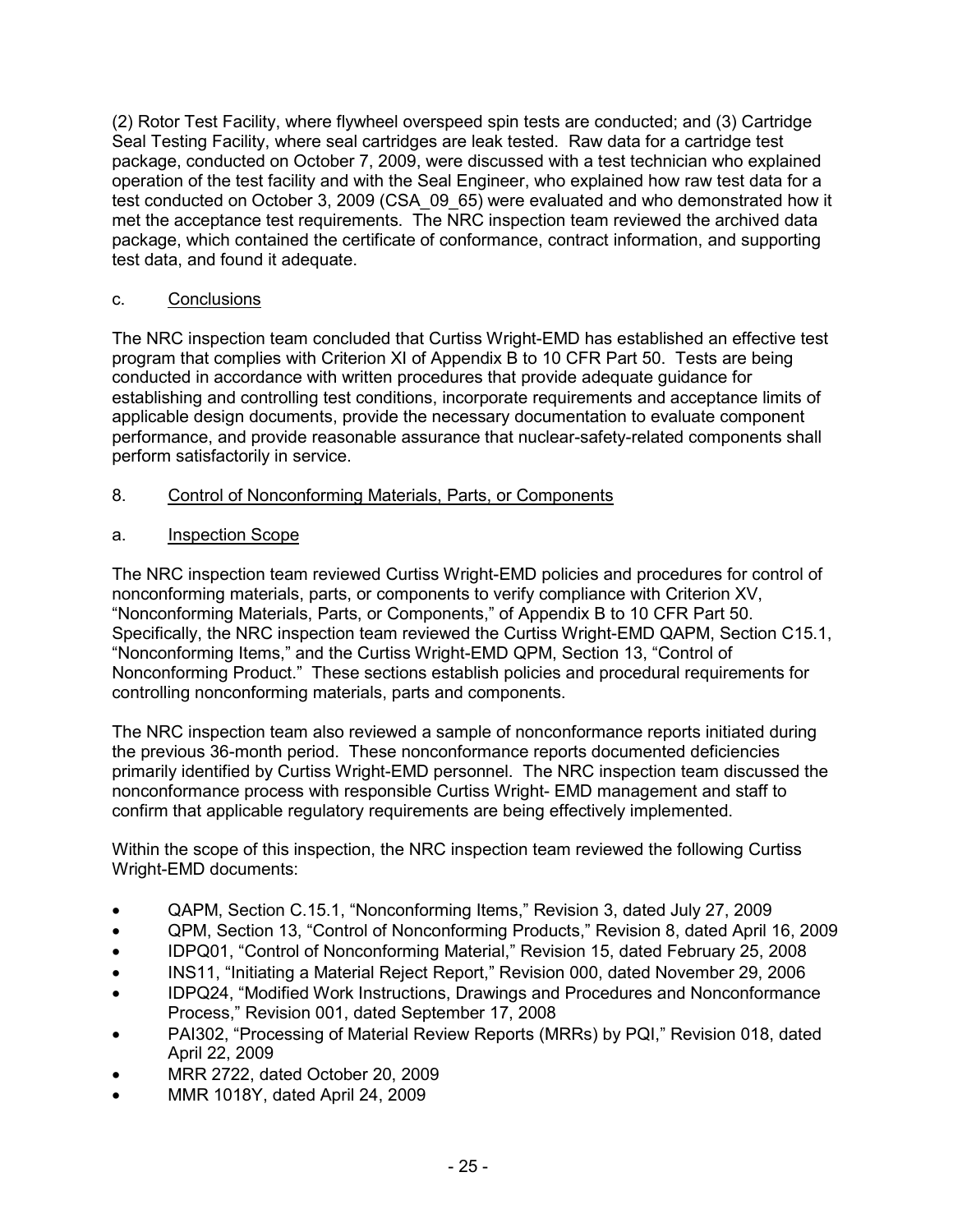(2) Rotor Test Facility, where flywheel overspeed spin tests are conducted; and (3) Cartridge Seal Testing Facility, where seal cartridges are leak tested. Raw data for a cartridge test package, conducted on October 7, 2009, were discussed with a test technician who explained operation of the test facility and with the Seal Engineer, who explained how raw test data for a test conducted on October 3, 2009 (CSA_09_65) were evaluated and who demonstrated how it met the acceptance test requirements. The NRC inspection team reviewed the archived data package, which contained the certificate of conformance, contract information, and supporting test data, and found it adequate.

c. Conclusions

The NRC inspection team concluded that Curtiss Wright-EMD has established an effective test program that complies with Criterion XI of Appendix B to 10 CFR Part 50. Tests are being conducted in accordance with written procedures that provide adequate guidance for establishing and controlling test conditions, incorporate requirements and acceptance limits of applicable design documents, provide the necessary documentation to evaluate component performance, and provide reasonable assurance that nuclear-safety-related components shall perform satisfactorily in service.

## 8. Control of Nonconforming Materials, Parts, or Components

a. Inspection Scope

The NRC inspection team reviewed Curtiss Wright-EMD policies and procedures for control of nonconforming materials, parts, or components to verify compliance with Criterion XV, "Nonconforming Materials, Parts, or Components," of Appendix B to 10 CFR Part 50. Specifically, the NRC inspection team reviewed the Curtiss Wright-EMD QAPM, Section C15.1, "Nonconforming Items," and the Curtiss Wright-EMD QPM, Section 13, "Control of Nonconforming Product." These sections establish policies and procedural requirements for controlling nonconforming materials, parts and components.

The NRC inspection team also reviewed a sample of nonconformance reports initiated during the previous 36-month period. These nonconformance reports documented deficiencies primarily identified by Curtiss Wright-EMD personnel. The NRC inspection team discussed the nonconformance process with responsible Curtiss Wright- EMD management and staff to confirm that applicable regulatory requirements are being effectively implemented.

Within the scope of this inspection, the NRC inspection team reviewed the following Curtiss Wright-EMD documents:

- QAPM, Section C.15.1, "Nonconforming Items," Revision 3, dated July 27, 2009
- QPM, Section 13, "Control of Nonconforming Products," Revision 8, dated April 16, 2009
- IDPQ01, "Control of Nonconforming Material," Revision 15, dated February 25, 2008
- INS11, "Initiating a Material Reject Report," Revision 000, dated November 29, 2006
- IDPQ24, "Modified Work Instructions, Drawings and Procedures and Nonconformance Process," Revision 001, dated September 17, 2008
- PAI302, "Processing of Material Review Reports (MRRs) by PQI," Revision 018, dated April 22, 2009
- MRR 2722, dated October 20, 2009
- MMR 1018Y, dated April 24, 2009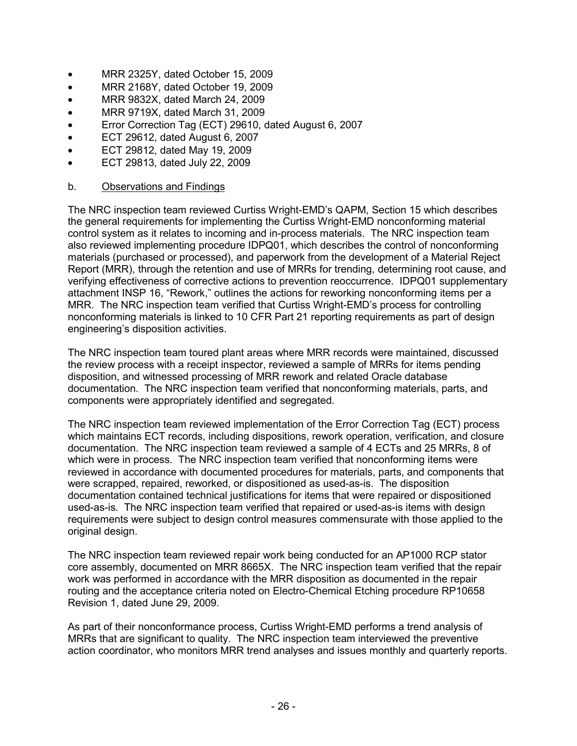- MRR 2325Y, dated October 15, 2009
- MRR 2168Y, dated October 19, 2009
- MRR 9832X, dated March 24, 2009
- MRR 9719X, dated March 31, 2009
- Error Correction Tag (ECT) 29610, dated August 6, 2007
- ECT 29612, dated August 6, 2007
- ECT 29812, dated May 19, 2009
- ECT 29813, dated July 22, 2009

b. Observations and Findings

The NRC inspection team reviewed Curtiss Wright-EMD's QAPM, Section 15 which describes the general requirements for implementing the Curtiss Wright-EMD nonconforming material control system as it relates to incoming and in-process materials. The NRC inspection team also reviewed implementing procedure IDPQ01, which describes the control of nonconforming materials (purchased or processed), and paperwork from the development of a Material Reject Report (MRR), through the retention and use of MRRs for trending, determining root cause, and verifying effectiveness of corrective actions to prevention reoccurrence. IDPQ01 supplementary attachment INSP 16, "Rework," outlines the actions for reworking nonconforming items per a MRR. The NRC inspection team verified that Curtiss Wright-EMD's process for controlling nonconforming materials is linked to 10 CFR Part 21 reporting requirements as part of design engineering's disposition activities.

The NRC inspection team toured plant areas where MRR records were maintained, discussed the review process with a receipt inspector, reviewed a sample of MRRs for items pending disposition, and witnessed processing of MRR rework and related Oracle database documentation. The NRC inspection team verified that nonconforming materials, parts, and components were appropriately identified and segregated.

The NRC inspection team reviewed implementation of the Error Correction Tag (ECT) process which maintains ECT records, including dispositions, rework operation, verification, and closure documentation. The NRC inspection team reviewed a sample of 4 ECTs and 25 MRRs, 8 of which were in process. The NRC inspection team verified that nonconforming items were reviewed in accordance with documented procedures for materials, parts, and components that were scrapped, repaired, reworked, or dispositioned as used-as-is. The disposition documentation contained technical justifications for items that were repaired or dispositioned used-as-is. The NRC inspection team verified that repaired or used-as-is items with design requirements were subject to design control measures commensurate with those applied to the original design.

The NRC inspection team reviewed repair work being conducted for an AP1000 RCP stator core assembly, documented on MRR 8665X. The NRC inspection team verified that the repair work was performed in accordance with the MRR disposition as documented in the repair routing and the acceptance criteria noted on Electro-Chemical Etching procedure RP10658 Revision 1, dated June 29, 2009.

As part of their nonconformance process, Curtiss Wright-EMD performs a trend analysis of MRRs that are significant to quality. The NRC inspection team interviewed the preventive action coordinator, who monitors MRR trend analyses and issues monthly and quarterly reports.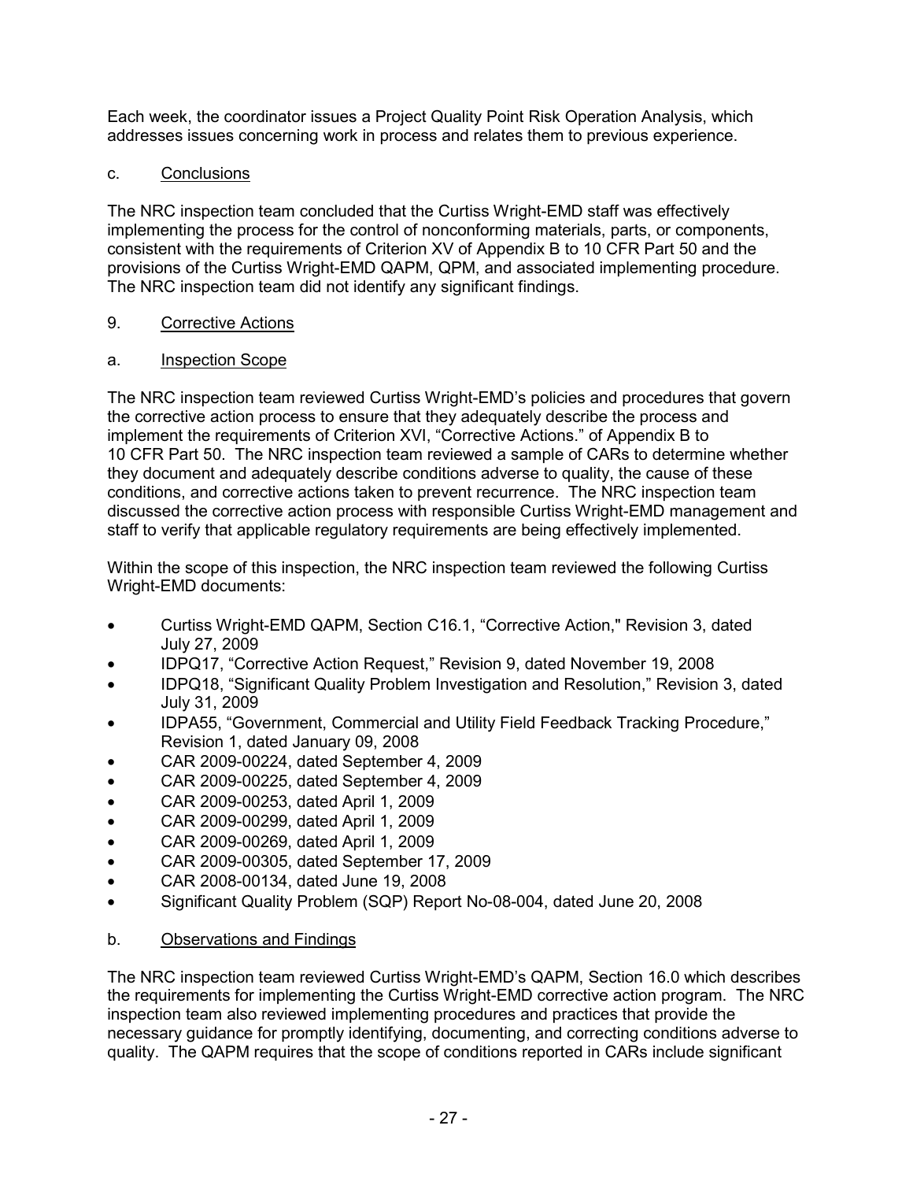Each week, the coordinator issues a Project Quality Point Risk Operation Analysis, which addresses issues concerning work in process and relates them to previous experience.

c. Conclusions

The NRC inspection team concluded that the Curtiss Wright-EMD staff was effectively implementing the process for the control of nonconforming materials, parts, or components, consistent with the requirements of Criterion XV of Appendix B to 10 CFR Part 50 and the provisions of the Curtiss Wright-EMD QAPM, QPM, and associated implementing procedure. The NRC inspection team did not identify any significant findings.

## 9. Corrective Actions

a. Inspection Scope

The NRC inspection team reviewed Curtiss Wright-EMD's policies and procedures that govern the corrective action process to ensure that they adequately describe the process and implement the requirements of Criterion XVI, "Corrective Actions." of Appendix B to 10 CFR Part 50. The NRC inspection team reviewed a sample of CARs to determine whether they document and adequately describe conditions adverse to quality, the cause of these conditions, and corrective actions taken to prevent recurrence. The NRC inspection team discussed the corrective action process with responsible Curtiss Wright-EMD management and staff to verify that applicable regulatory requirements are being effectively implemented.

Within the scope of this inspection, the NRC inspection team reviewed the following Curtiss Wright-EMD documents:

- Curtiss Wright-EMD QAPM, Section C16.1, "Corrective Action," Revision 3, dated July 27, 2009
- IDPQ17, "Corrective Action Request," Revision 9, dated November 19, 2008
- IDPQ18, "Significant Quality Problem Investigation and Resolution," Revision 3, dated July 31, 2009
- IDPA55, "Government, Commercial and Utility Field Feedback Tracking Procedure," Revision 1, dated January 09, 2008
- CAR 2009-00224, dated September 4, 2009
- CAR 2009-00225, dated September 4, 2009
- CAR 2009-00253, dated April 1, 2009
- CAR 2009-00299, dated April 1, 2009
- CAR 2009-00269, dated April 1, 2009
- CAR 2009-00305, dated September 17, 2009
- CAR 2008-00134, dated June 19, 2008
- Significant Quality Problem (SQP) Report No-08-004, dated June 20, 2008

b. Observations and Findings

The NRC inspection team reviewed Curtiss Wright-EMD's QAPM, Section 16.0 which describes the requirements for implementing the Curtiss Wright-EMD corrective action program. The NRC inspection team also reviewed implementing procedures and practices that provide the necessary guidance for promptly identifying, documenting, and correcting conditions adverse to quality. The QAPM requires that the scope of conditions reported in CARs include significant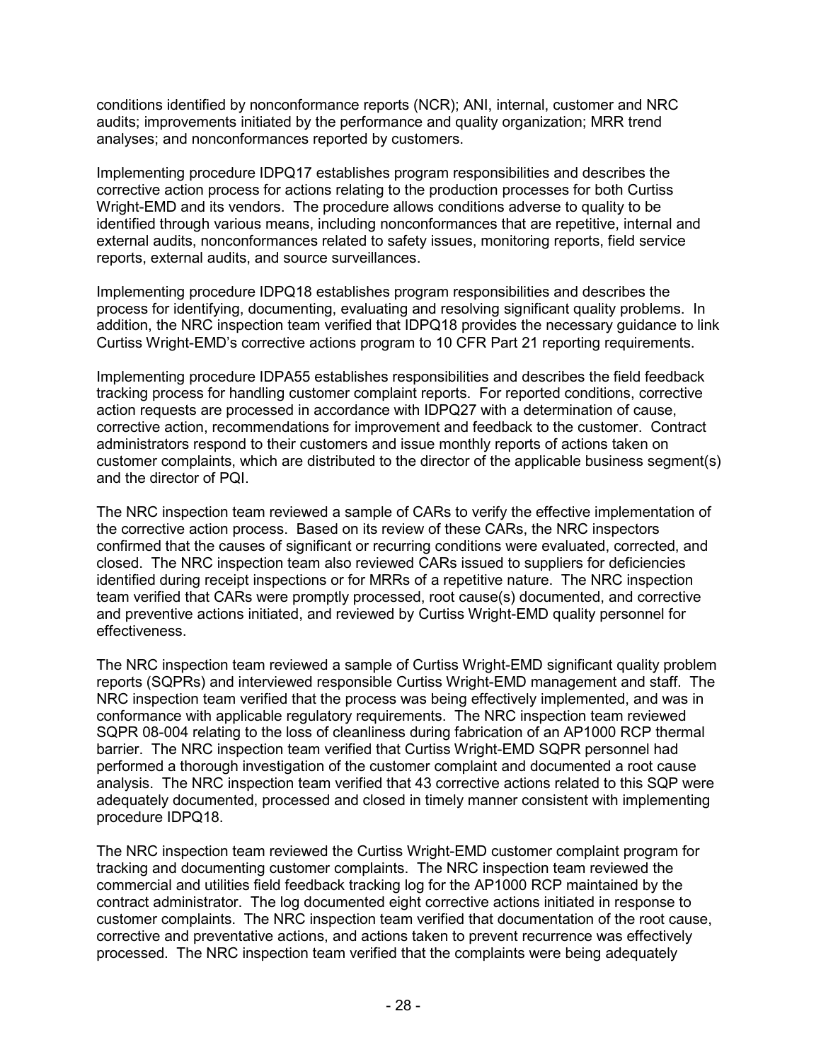conditions identified by nonconformance reports (NCR); ANI, internal, customer and NRC audits; improvements initiated by the performance and quality organization; MRR trend analyses; and nonconformances reported by customers.

Implementing procedure IDPQ17 establishes program responsibilities and describes the corrective action process for actions relating to the production processes for both Curtiss Wright-EMD and its vendors. The procedure allows conditions adverse to quality to be identified through various means, including nonconformances that are repetitive, internal and external audits, nonconformances related to safety issues, monitoring reports, field service reports, external audits, and source surveillances.

Implementing procedure IDPQ18 establishes program responsibilities and describes the process for identifying, documenting, evaluating and resolving significant quality problems. In addition, the NRC inspection team verified that IDPQ18 provides the necessary guidance to link Curtiss Wright-EMD's corrective actions program to 10 CFR Part 21 reporting requirements.

Implementing procedure IDPA55 establishes responsibilities and describes the field feedback tracking process for handling customer complaint reports. For reported conditions, corrective action requests are processed in accordance with IDPQ27 with a determination of cause, corrective action, recommendations for improvement and feedback to the customer. Contract administrators respond to their customers and issue monthly reports of actions taken on customer complaints, which are distributed to the director of the applicable business segment(s) and the director of PQI.

The NRC inspection team reviewed a sample of CARs to verify the effective implementation of the corrective action process. Based on its review of these CARs, the NRC inspectors confirmed that the causes of significant or recurring conditions were evaluated, corrected, and closed. The NRC inspection team also reviewed CARs issued to suppliers for deficiencies identified during receipt inspections or for MRRs of a repetitive nature. The NRC inspection team verified that CARs were promptly processed, root cause(s) documented, and corrective and preventive actions initiated, and reviewed by Curtiss Wright-EMD quality personnel for effectiveness.

The NRC inspection team reviewed a sample of Curtiss Wright-EMD significant quality problem reports (SQPRs) and interviewed responsible Curtiss Wright-EMD management and staff. The NRC inspection team verified that the process was being effectively implemented, and was in conformance with applicable regulatory requirements. The NRC inspection team reviewed SQPR 08-004 relating to the loss of cleanliness during fabrication of an AP1000 RCP thermal barrier. The NRC inspection team verified that Curtiss Wright-EMD SQPR personnel had performed a thorough investigation of the customer complaint and documented a root cause analysis. The NRC inspection team verified that 43 corrective actions related to this SQP were adequately documented, processed and closed in timely manner consistent with implementing procedure IDPQ18.

The NRC inspection team reviewed the Curtiss Wright-EMD customer complaint program for tracking and documenting customer complaints. The NRC inspection team reviewed the commercial and utilities field feedback tracking log for the AP1000 RCP maintained by the contract administrator. The log documented eight corrective actions initiated in response to customer complaints. The NRC inspection team verified that documentation of the root cause, corrective and preventative actions, and actions taken to prevent recurrence was effectively processed. The NRC inspection team verified that the complaints were being adequately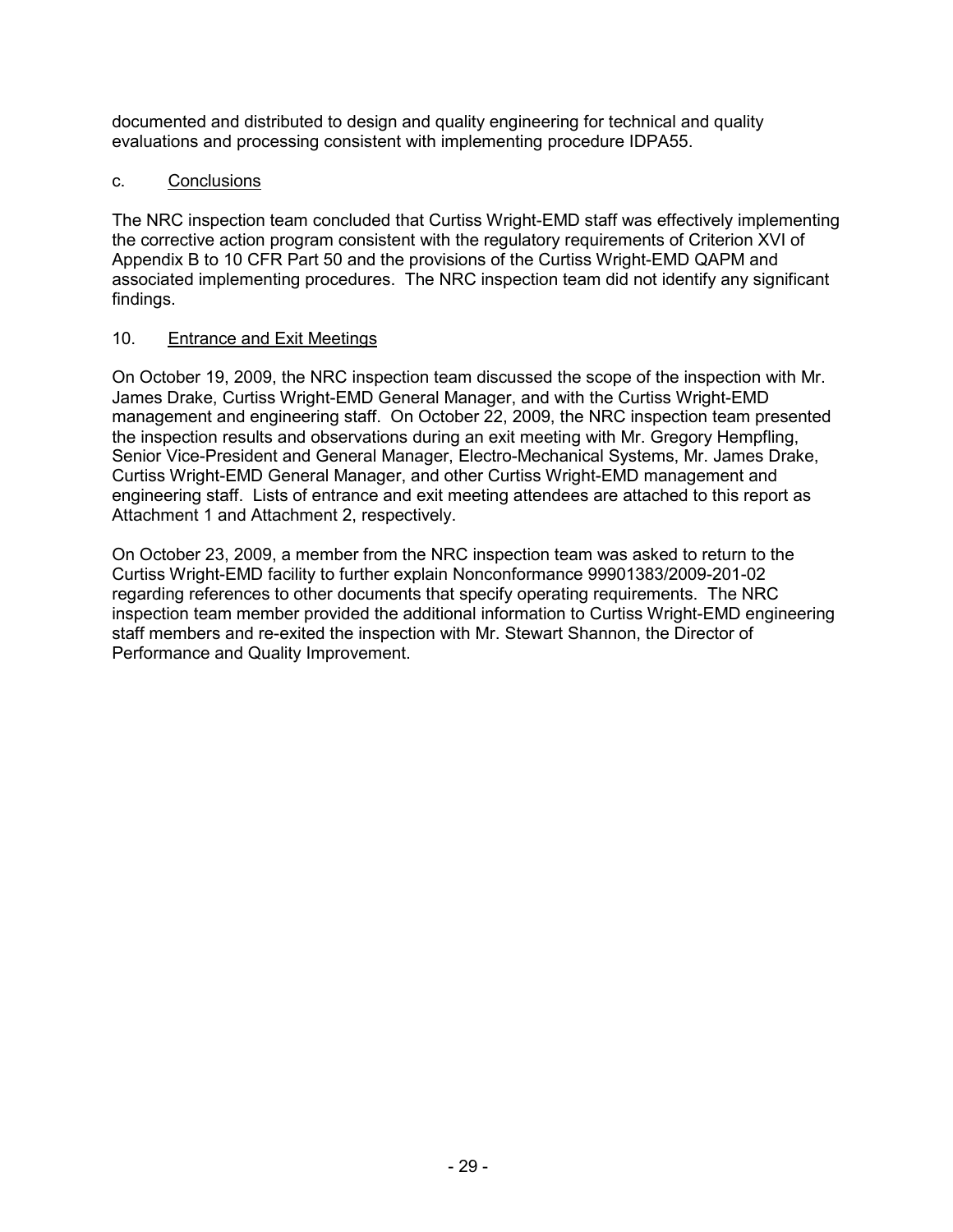documented and distributed to design and quality engineering for technical and quality evaluations and processing consistent with implementing procedure IDPA55.

c. Conclusions

The NRC inspection team concluded that Curtiss Wright-EMD staff was effectively implementing the corrective action program consistent with the regulatory requirements of Criterion XVI of Appendix B to 10 CFR Part 50 and the provisions of the Curtiss Wright-EMD QAPM and associated implementing procedures. The NRC inspection team did not identify any significant findings.

## 10. Entrance and Exit Meetings

On October 19, 2009, the NRC inspection team discussed the scope of the inspection with Mr. James Drake, Curtiss Wright-EMD General Manager, and with the Curtiss Wright-EMD management and engineering staff. On October 22, 2009, the NRC inspection team presented the inspection results and observations during an exit meeting with Mr. Gregory Hempfling, Senior Vice-President and General Manager, Electro-Mechanical Systems, Mr. James Drake, Curtiss Wright-EMD General Manager, and other Curtiss Wright-EMD management and engineering staff. Lists of entrance and exit meeting attendees are attached to this report as Attachment 1 and Attachment 2, respectively.

On October 23, 2009, a member from the NRC inspection team was asked to return to the Curtiss Wright-EMD facility to further explain Nonconformance 99901383/2009-201-02 regarding references to other documents that specify operating requirements. The NRC inspection team member provided the additional information to Curtiss Wright-EMD engineering staff members and re-exited the inspection with Mr. Stewart Shannon, the Director of Performance and Quality Improvement.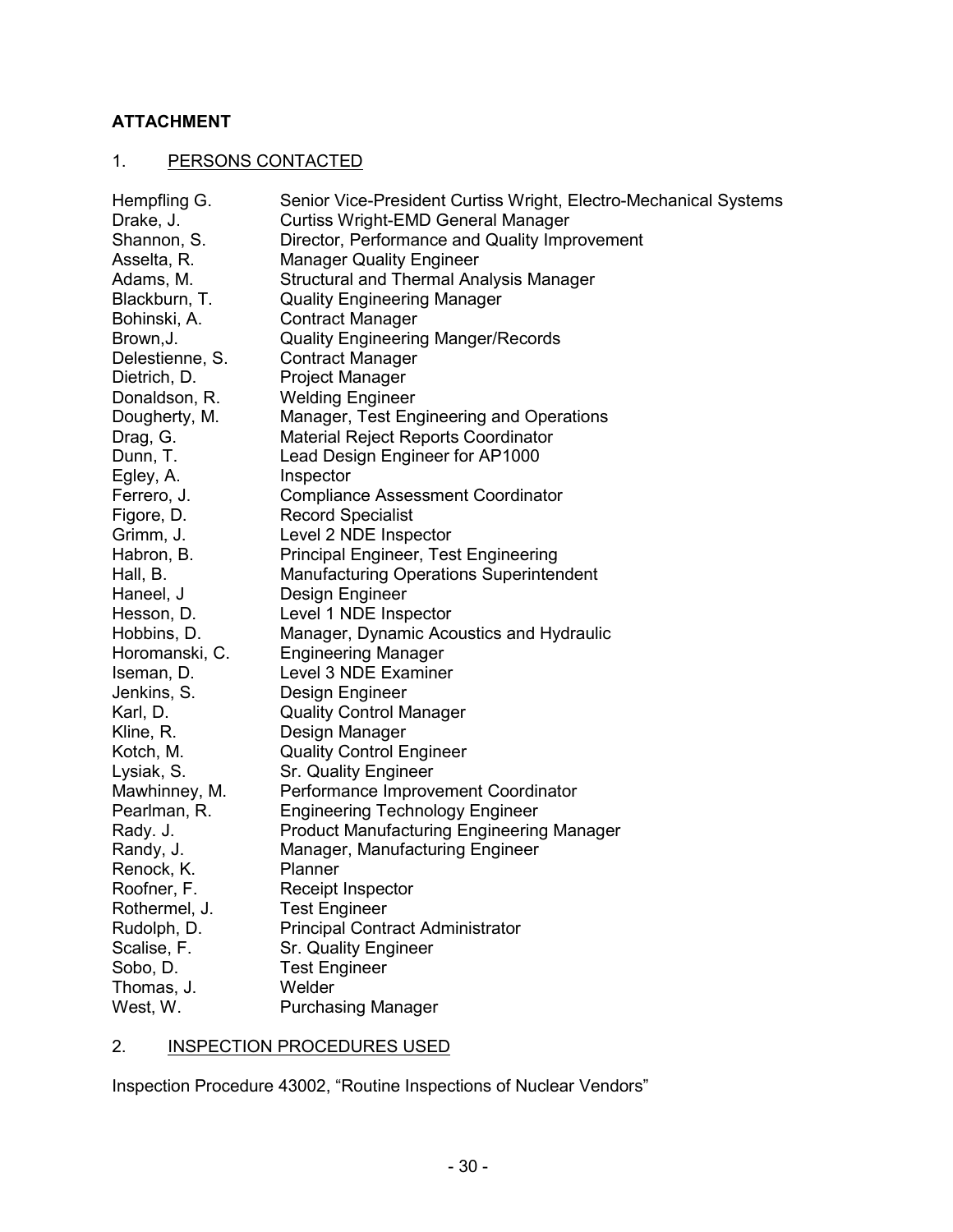**ATTACHMENT**

1. PERSONS CONTACTED

| | |
|---|---|
| Hempfling G. | Senior Vice-President Curtiss Wright, Electro-Mechanical Systems |
| Drake, J. | Curtiss Wright-EMD General Manager |
| Shannon, S. | Director, Performance and Quality Improvement |
| Asselta, R. | Manager Quality Engineer |
| Adams, M. | Structural and Thermal Analysis Manager |
| Blackburn, T. | Quality Engineering Manager |
| Bohinski, A. | Contract Manager |
| Brown,J. | Quality Engineering Manger/Records |
| Delestienne, S. | Contract Manager |
| Dietrich, D. | Project Manager |
| Donaldson, R. | Welding Engineer |
| Dougherty, M. | Manager, Test Engineering and Operations |
| Drag, G. | Material Reject Reports Coordinator |
| Dunn, T. | Lead Design Engineer for AP1000 |
| Egley, A. | Inspector |
| Ferrero, J. | Compliance Assessment Coordinator |
| Figore, D. | Record Specialist |
| Grimm, J. | Level 2 NDE Inspector |
| Habron, B. | Principal Engineer, Test Engineering |
| Hall, B. | Manufacturing Operations Superintendent |
| Haneel, J | Design Engineer |
| Hesson, D. | Level 1 NDE Inspector |
| Hobbins, D. | Manager, Dynamic Acoustics and Hydraulic |
| Horomanski, C. | Engineering Manager |
| Iseman, D. | Level 3 NDE Examiner |
| Jenkins, S. | Design Engineer |
| Karl, D. | Quality Control Manager |
| Kline, R. | Design Manager |
| Kotch, M. | Quality Control Engineer |
| Lysiak, S. | Sr. Quality Engineer |
| Mawhinney, M. | Performance Improvement Coordinator |
| Pearlman, R. | Engineering Technology Engineer |
| Rady. J. | Product Manufacturing Engineering Manager |
| Randy, J. | Manager, Manufacturing Engineer |
| Renock, K. | Planner |
| Roofner, F. | Receipt Inspector |
| Rothermel, J. | Test Engineer |
| Rudolph, D. | Principal Contract Administrator |
| Scalise, F. | Sr. Quality Engineer |
| Sobo, D. | Test Engineer |
| Thomas, J. | Welder |
| West, W. | Purchasing Manager |

2. INSPECTION PROCEDURES USED

Inspection Procedure 43002, "Routine Inspections of Nuclear Vendors"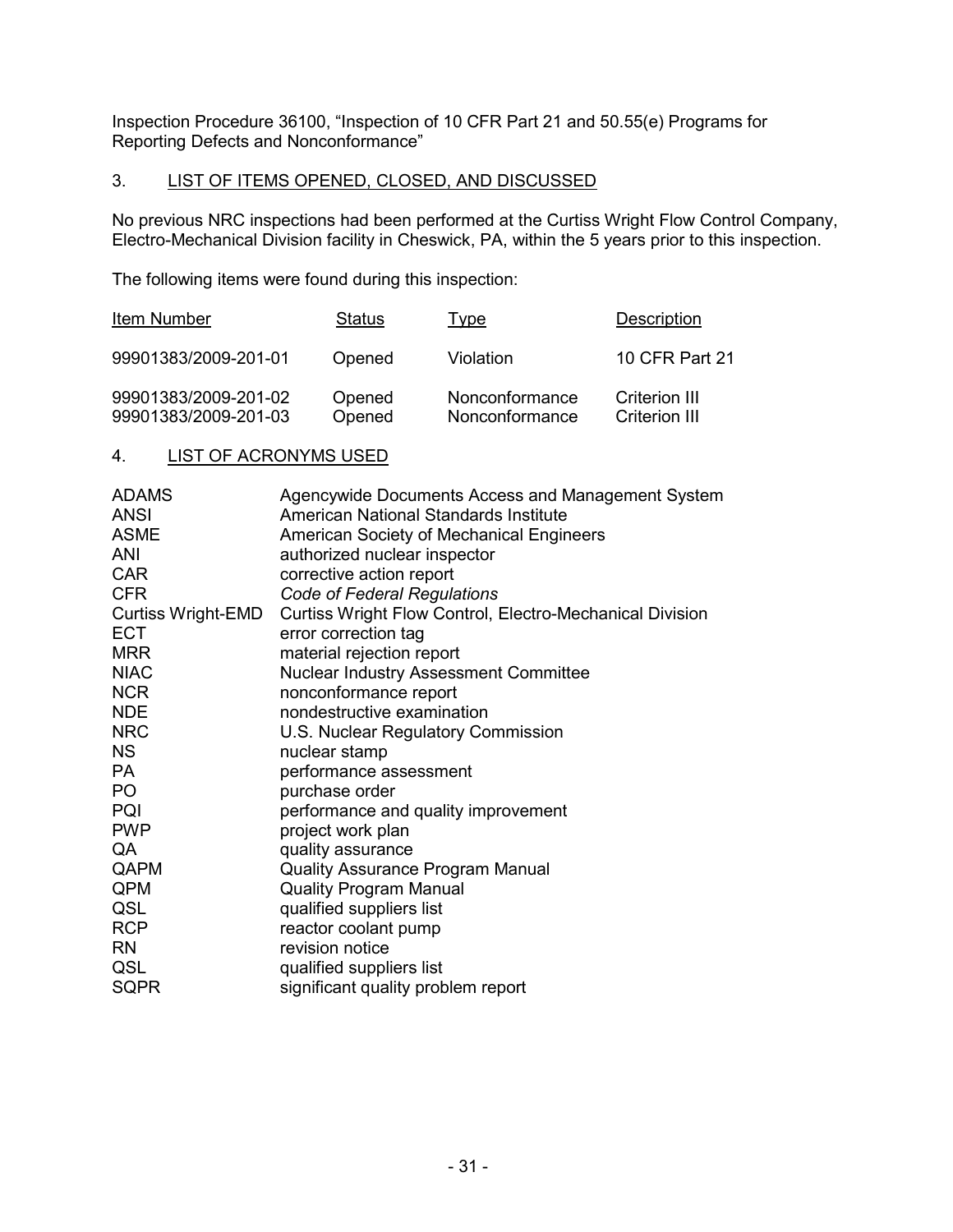Inspection Procedure 36100, "Inspection of 10 CFR Part 21 and 50.55(e) Programs for Reporting Defects and Nonconformance"

## 3. LIST OF ITEMS OPENED, CLOSED, AND DISCUSSED

No previous NRC inspections had been performed at the Curtiss Wright Flow Control Company, Electro-Mechanical Division facility in Cheswick, PA, within the 5 years prior to this inspection.

The following items were found during this inspection:

| Item Number | Status | Type | Description |
|---|---|---|---|
| 99901383/2009-201-01 | Opened | Violation | 10 CFR Part 21 |
| 99901383/2009-201-02 | Opened | Nonconformance | Criterion III |
| 99901383/2009-201-03 | Opened | Nonconformance | Criterion III |

## 4. LIST OF ACRONYMS USED

| | |
|---|---|
| ADAMS | Agencywide Documents Access and Management System |
| ANSI | American National Standards Institute |
| ASME | American Society of Mechanical Engineers |
| ANI | authorized nuclear inspector |
| CAR | corrective action report |
| CFR | *Code of Federal Regulations* |
| Curtiss Wright-EMD | Curtiss Wright Flow Control, Electro-Mechanical Division |
| ECT | error correction tag |
| MRR | material rejection report |
| NIAC | Nuclear Industry Assessment Committee |
| NCR | nonconformance report |
| NDE | nondestructive examination |
| NRC | U.S. Nuclear Regulatory Commission |
| NS | nuclear stamp |
| PA | performance assessment |
| PO | purchase order |
| PQI | performance and quality improvement |
| PWP | project work plan |
| QA | quality assurance |
| QAPM | Quality Assurance Program Manual |
| QPM | Quality Program Manual |
| QSL | qualified suppliers list |
| RCP | reactor coolant pump |
| RN | revision notice |
| QSL | qualified suppliers list |
| SQPR | significant quality problem report |